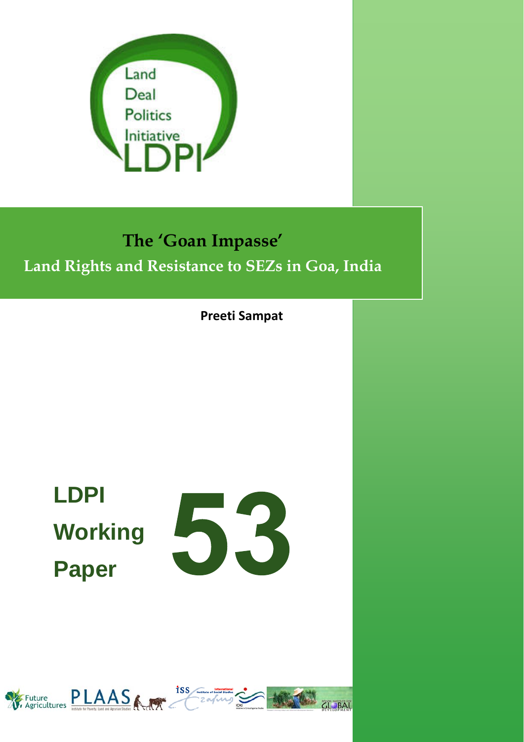Land Deal Politics Initiative LDPI

# The 'Goan Impasse'

## Land Rights and Resistance to SEZs in Goa, India

**Preeti Sampat**

**LDPI Working Paper 53**

Future Agricultures PLAAS Institute for Poverty, Land and Agrarian Studies ISS International Institute of Social Studies ICAS Initiatives in Critical Agrarian Studies Global Development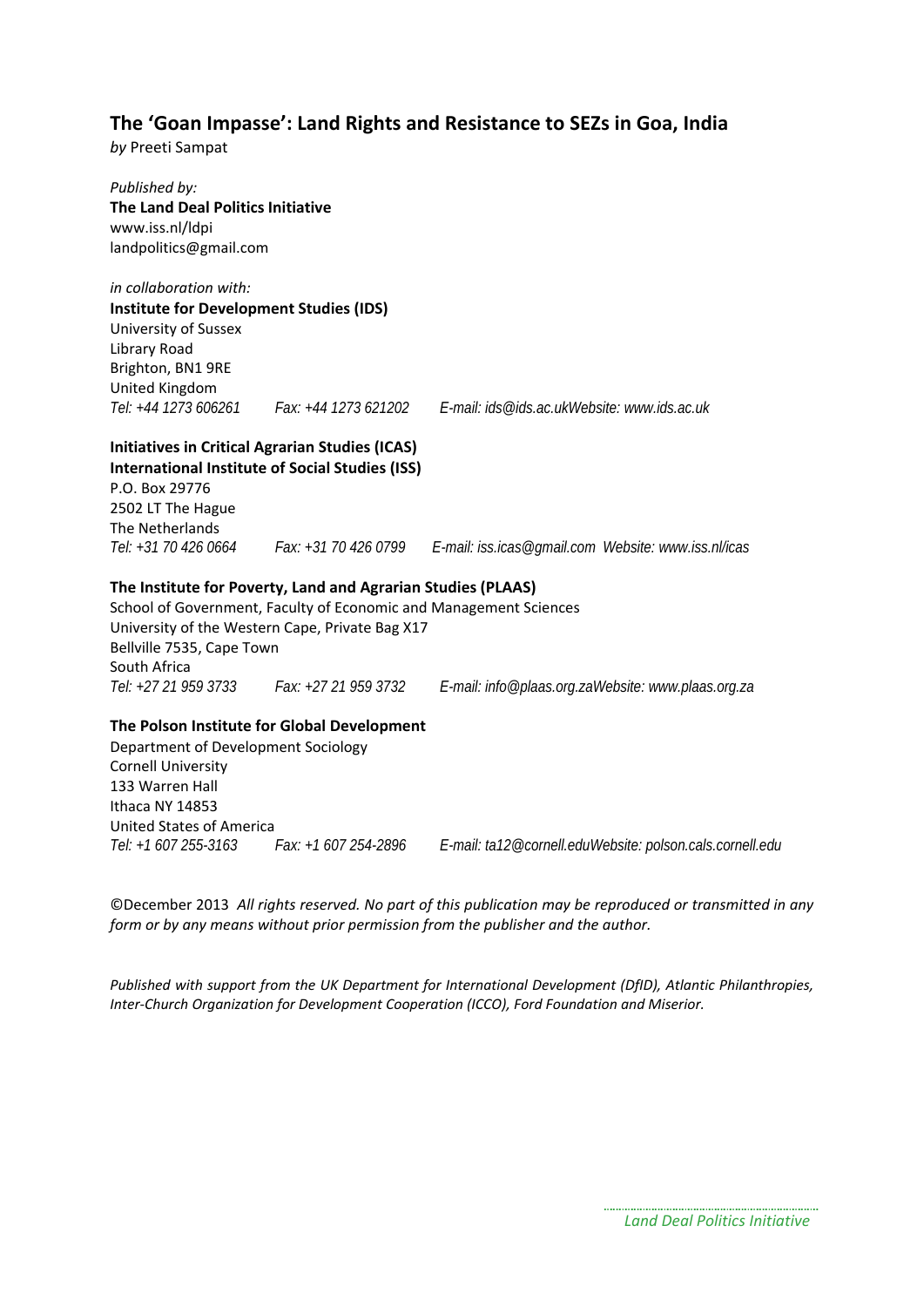## The 'Goan Impasse': Land Rights and Resistance to SEZs in Goa, India

*by* Preeti Sampat

*Published by:*
**The Land Deal Politics Initiative**
www.iss.nl/ldpi
landpolitics@gmail.com

*in collaboration with:*
**Institute for Development Studies (IDS)**
University of Sussex
Library Road
Brighton, BN1 9RE
United Kingdom
*Tel: +44 1273 606261 Fax: +44 1273 621202 E-mail: ids@ids.ac.ukWebsite: www.ids.ac.uk*

**Initiatives in Critical Agrarian Studies (ICAS)**
**International Institute of Social Studies (ISS)**
P.O. Box 29776
2502 LT The Hague
The Netherlands
*Tel: +31 70 426 0664 Fax: +31 70 426 0799 E-mail: iss.icas@gmail.com Website: www.iss.nl/icas*

**The Institute for Poverty, Land and Agrarian Studies (PLAAS)**
School of Government, Faculty of Economic and Management Sciences
University of the Western Cape, Private Bag X17
Bellville 7535, Cape Town
South Africa
*Tel: +27 21 959 3733 Fax: +27 21 959 3732 E-mail: info@plaas.org.zaWebsite: www.plaas.org.za*

**The Polson Institute for Global Development**
Department of Development Sociology
Cornell University
133 Warren Hall
Ithaca NY 14853
United States of America
*Tel: +1 607 255-3163 Fax: +1 607 254-2896 E-mail: ta12@cornell.eduWebsite: polson.cals.cornell.edu*

©December 2013 *All rights reserved. No part of this publication may be reproduced or transmitted in any form or by any means without prior permission from the publisher and the author.*

*Published with support from the UK Department for International Development (DfID), Atlantic Philanthropies, Inter-Church Organization for Development Cooperation (ICCO), Ford Foundation and Miserior.*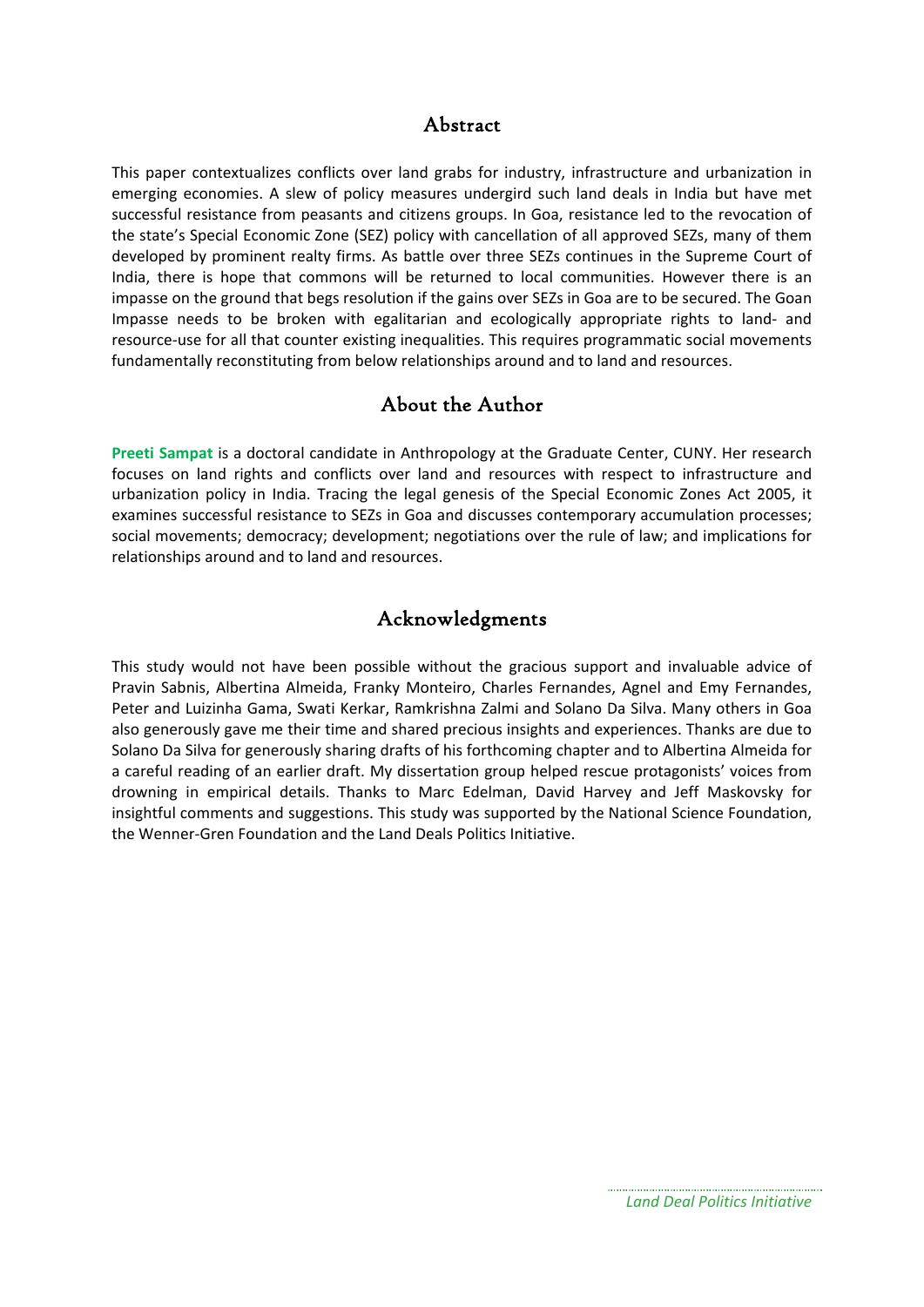## Abstract

This paper contextualizes conflicts over land grabs for industry, infrastructure and urbanization in emerging economies. A slew of policy measures undergird such land deals in India but have met successful resistance from peasants and citizens groups. In Goa, resistance led to the revocation of the state's Special Economic Zone (SEZ) policy with cancellation of all approved SEZs, many of them developed by prominent realty firms. As battle over three SEZs continues in the Supreme Court of India, there is hope that commons will be returned to local communities. However there is an impasse on the ground that begs resolution if the gains over SEZs in Goa are to be secured. The Goan Impasse needs to be broken with egalitarian and ecologically appropriate rights to land- and resource-use for all that counter existing inequalities. This requires programmatic social movements fundamentally reconstituting from below relationships around and to land and resources.

## About the Author

**Preeti Sampat** is a doctoral candidate in Anthropology at the Graduate Center, CUNY. Her research focuses on land rights and conflicts over land and resources with respect to infrastructure and urbanization policy in India. Tracing the legal genesis of the Special Economic Zones Act 2005, it examines successful resistance to SEZs in Goa and discusses contemporary accumulation processes; social movements; democracy; development; negotiations over the rule of law; and implications for relationships around and to land and resources.

## Acknowledgments

This study would not have been possible without the gracious support and invaluable advice of Pravin Sabnis, Albertina Almeida, Franky Monteiro, Charles Fernandes, Agnel and Emy Fernandes, Peter and Luizinha Gama, Swati Kerkar, Ramkrishna Zalmi and Solano Da Silva. Many others in Goa also generously gave me their time and shared precious insights and experiences. Thanks are due to Solano Da Silva for generously sharing drafts of his forthcoming chapter and to Albertina Almeida for a careful reading of an earlier draft. My dissertation group helped rescue protagonists' voices from drowning in empirical details. Thanks to Marc Edelman, David Harvey and Jeff Maskovsky for insightful comments and suggestions. This study was supported by the National Science Foundation, the Wenner-Gren Foundation and the Land Deals Politics Initiative.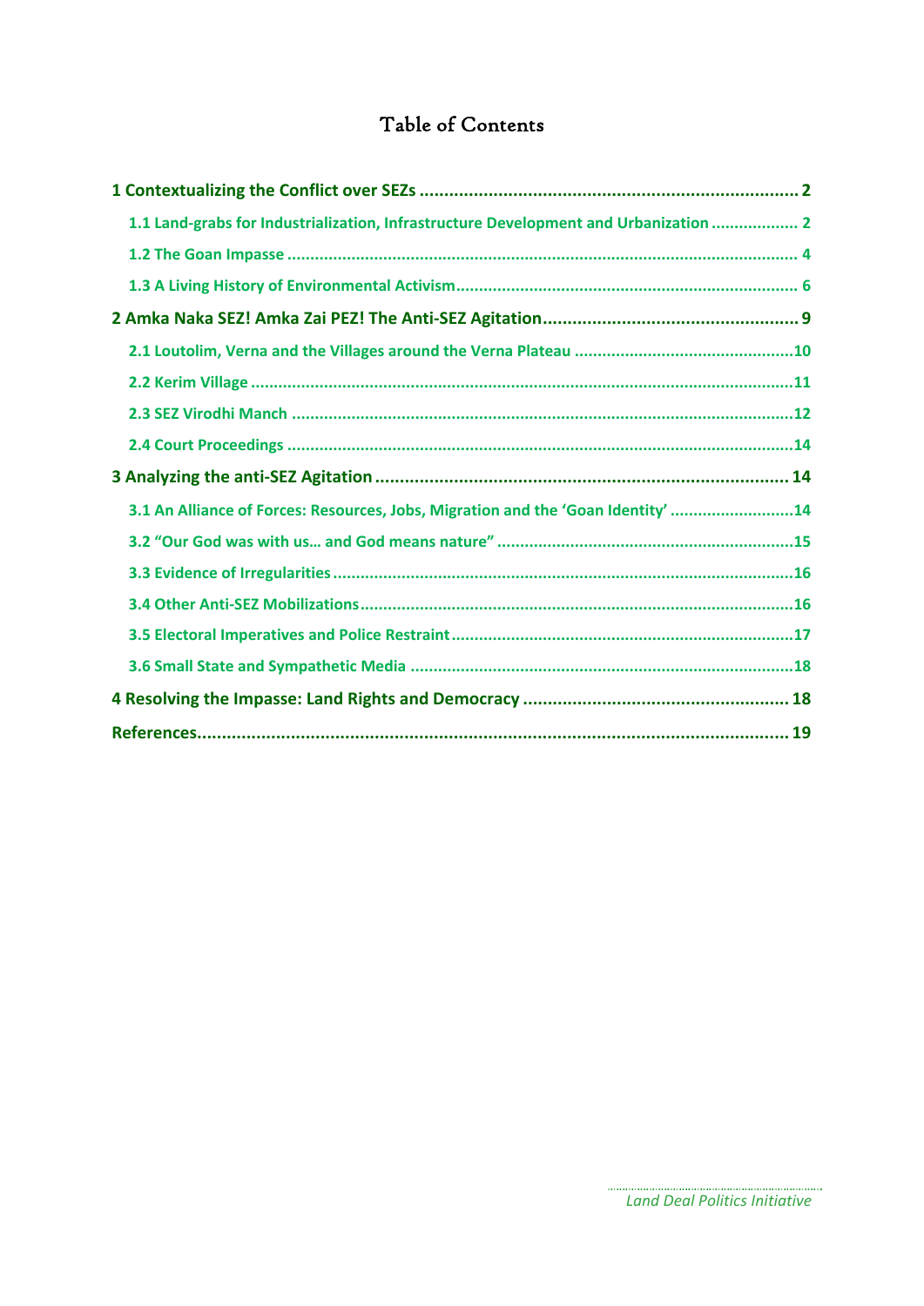# Table of Contents

1 Contextualizing the Conflict over SEZs ........ 2
- 1.1 Land-grabs for Industrialization, Infrastructure Development and Urbanization ........ 2
- 1.2 The Goan Impasse ........ 4
- 1.3 A Living History of Environmental Activism ........ 6

2 Amka Naka SEZ! Amka Zai PEZ! The Anti-SEZ Agitation ........ 9
- 2.1 Loutolim, Verna and the Villages around the Verna Plateau ........ 10
- 2.2 Kerim Village ........ 11
- 2.3 SEZ Virodhi Manch ........ 12
- 2.4 Court Proceedings ........ 14

3 Analyzing the anti-SEZ Agitation ........ 14
- 3.1 An Alliance of Forces: Resources, Jobs, Migration and the 'Goan Identity' ........ 14
- 3.2 "Our God was with us… and God means nature" ........ 15
- 3.3 Evidence of Irregularities ........ 16
- 3.4 Other Anti-SEZ Mobilizations ........ 16
- 3.5 Electoral Imperatives and Police Restraint ........ 17
- 3.6 Small State and Sympathetic Media ........ 18

4 Resolving the Impasse: Land Rights and Democracy ........ 18

References ........ 19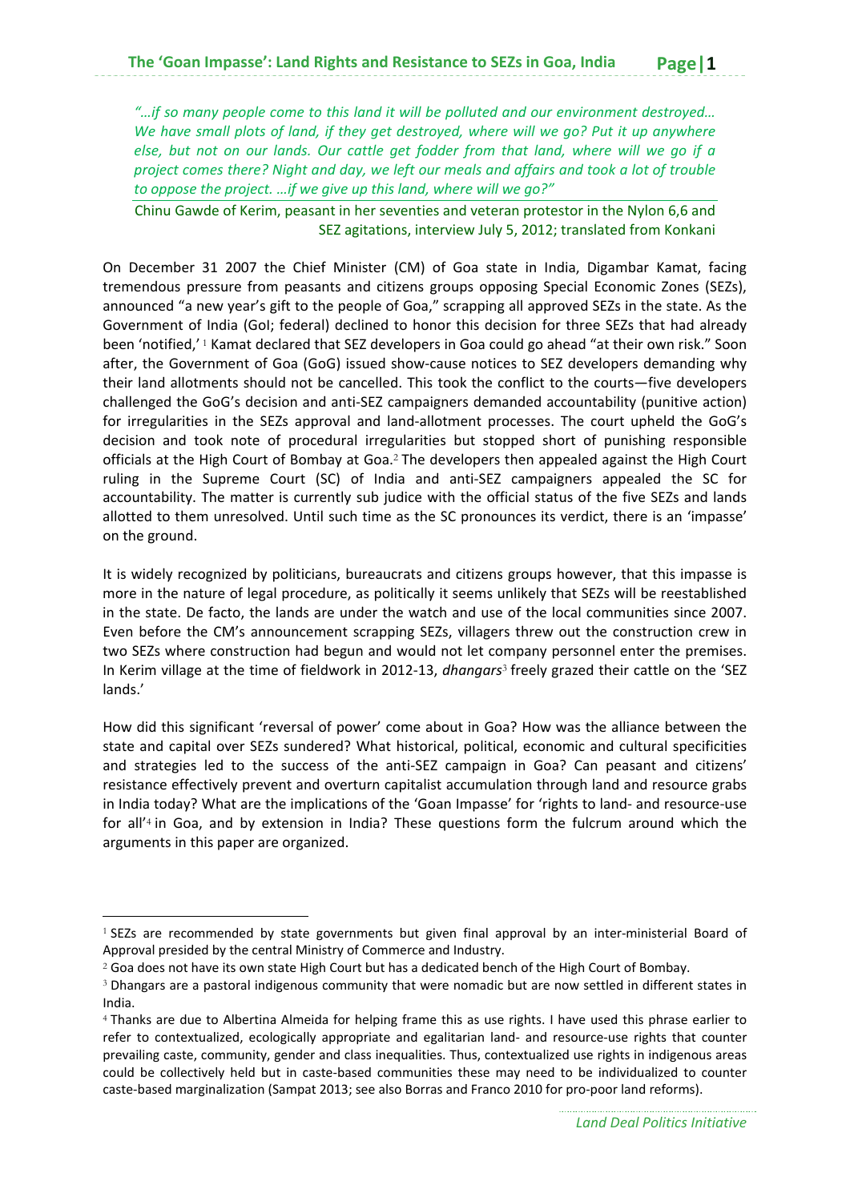*"…if so many people come to this land it will be polluted and our environment destroyed… We have small plots of land, if they get destroyed, where will we go? Put it up anywhere else, but not on our lands. Our cattle get fodder from that land, where will we go if a project comes there? Night and day, we left our meals and affairs and took a lot of trouble to oppose the project. …if we give up this land, where will we go?"*

Chinu Gawde of Kerim, peasant in her seventies and veteran protestor in the Nylon 6,6 and SEZ agitations, interview July 5, 2012; translated from Konkani

On December 31 2007 the Chief Minister (CM) of Goa state in India, Digambar Kamat, facing tremendous pressure from peasants and citizens groups opposing Special Economic Zones (SEZs), announced "a new year's gift to the people of Goa," scrapping all approved SEZs in the state. As the Government of India (GoI; federal) declined to honor this decision for three SEZs that had already been 'notified,'[1] Kamat declared that SEZ developers in Goa could go ahead "at their own risk." Soon after, the Government of Goa (GoG) issued show-cause notices to SEZ developers demanding why their land allotments should not be cancelled. This took the conflict to the courts—five developers challenged the GoG's decision and anti-SEZ campaigners demanded accountability (punitive action) for irregularities in the SEZs approval and land-allotment processes. The court upheld the GoG's decision and took note of procedural irregularities but stopped short of punishing responsible officials at the High Court of Bombay at Goa.[2] The developers then appealed against the High Court ruling in the Supreme Court (SC) of India and anti-SEZ campaigners appealed the SC for accountability. The matter is currently sub judice with the official status of the five SEZs and lands allotted to them unresolved. Until such time as the SC pronounces its verdict, there is an 'impasse' on the ground.

It is widely recognized by politicians, bureaucrats and citizens groups however, that this impasse is more in the nature of legal procedure, as politically it seems unlikely that SEZs will be reestablished in the state. De facto, the lands are under the watch and use of the local communities since 2007. Even before the CM's announcement scrapping SEZs, villagers threw out the construction crew in two SEZs where construction had begun and would not let company personnel enter the premises. In Kerim village at the time of fieldwork in 2012-13, *dhangars*[3] freely grazed their cattle on the 'SEZ lands.'

How did this significant 'reversal of power' come about in Goa? How was the alliance between the state and capital over SEZs sundered? What historical, political, economic and cultural specificities and strategies led to the success of the anti-SEZ campaign in Goa? Can peasant and citizens' resistance effectively prevent and overturn capitalist accumulation through land and resource grabs in India today? What are the implications of the 'Goan Impasse' for 'rights to land- and resource-use for all'[4] in Goa, and by extension in India? These questions form the fulcrum around which the arguments in this paper are organized.

---

[1] SEZs are recommended by state governments but given final approval by an inter-ministerial Board of Approval presided by the central Ministry of Commerce and Industry.

[2] Goa does not have its own state High Court but has a dedicated bench of the High Court of Bombay.

[3] Dhangars are a pastoral indigenous community that were nomadic but are now settled in different states in India.

[4] Thanks are due to Albertina Almeida for helping frame this as use rights. I have used this phrase earlier to refer to contextualized, ecologically appropriate and egalitarian land- and resource-use rights that counter prevailing caste, community, gender and class inequalities. Thus, contextualized use rights in indigenous areas could be collectively held but in caste-based communities these may need to be individualized to counter caste-based marginalization (Sampat 2013; see also Borras and Franco 2010 for pro-poor land reforms).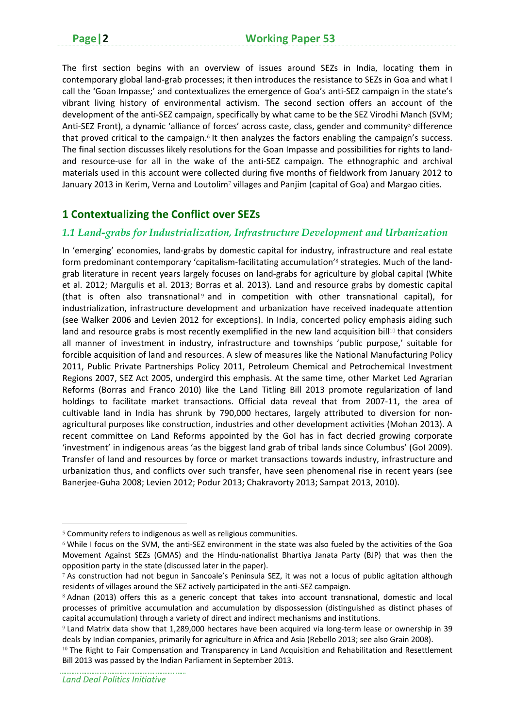The first section begins with an overview of issues around SEZs in India, locating them in contemporary global land-grab processes; it then introduces the resistance to SEZs in Goa and what I call the 'Goan Impasse;' and contextualizes the emergence of Goa's anti-SEZ campaign in the state's vibrant living history of environmental activism. The second section offers an account of the development of the anti-SEZ campaign, specifically by what came to be the SEZ Virodhi Manch (SVM; Anti-SEZ Front), a dynamic 'alliance of forces' across caste, class, gender and community[5] difference that proved critical to the campaign.[6] It then analyzes the factors enabling the campaign's success. The final section discusses likely resolutions for the Goan Impasse and possibilities for rights to land- and resource-use for all in the wake of the anti-SEZ campaign. The ethnographic and archival materials used in this account were collected during five months of fieldwork from January 2012 to January 2013 in Kerim, Verna and Loutolim[7] villages and Panjim (capital of Goa) and Margao cities.

## 1 Contextualizing the Conflict over SEZs

### *1.1 Land-grabs for Industrialization, Infrastructure Development and Urbanization*

In 'emerging' economies, land-grabs by domestic capital for industry, infrastructure and real estate form predominant contemporary 'capitalism-facilitating accumulation'[8] strategies. Much of the land-grab literature in recent years largely focuses on land-grabs for agriculture by global capital (White et al. 2012; Margulis et al. 2013; Borras et al. 2013). Land and resource grabs by domestic capital (that is often also transnational[9] and in competition with other transnational capital), for industrialization, infrastructure development and urbanization have received inadequate attention (see Walker 2006 and Levien 2012 for exceptions). In India, concerted policy emphasis aiding such land and resource grabs is most recently exemplified in the new land acquisition bill[10] that considers all manner of investment in industry, infrastructure and townships 'public purpose,' suitable for forcible acquisition of land and resources. A slew of measures like the National Manufacturing Policy 2011, Public Private Partnerships Policy 2011, Petroleum Chemical and Petrochemical Investment Regions 2007, SEZ Act 2005, undergird this emphasis. At the same time, other Market Led Agrarian Reforms (Borras and Franco 2010) like the Land Titling Bill 2013 promote regularization of land holdings to facilitate market transactions. Official data reveal that from 2007-11, the area of cultivable land in India has shrunk by 790,000 hectares, largely attributed to diversion for non-agricultural purposes like construction, industries and other development activities (Mohan 2013). A recent committee on Land Reforms appointed by the GoI has in fact decried growing corporate 'investment' in indigenous areas 'as the biggest land grab of tribal lands since Columbus' (GoI 2009). Transfer of land and resources by force or market transactions towards industry, infrastructure and urbanization thus, and conflicts over such transfer, have seen phenomenal rise in recent years (see Banerjee-Guha 2008; Levien 2012; Podur 2013; Chakravorty 2013; Sampat 2013, 2010).

---

[5] Community refers to indigenous as well as religious communities.

[6] While I focus on the SVM, the anti-SEZ environment in the state was also fueled by the activities of the Goa Movement Against SEZs (GMAS) and the Hindu-nationalist Bhartiya Janata Party (BJP) that was then the opposition party in the state (discussed later in the paper).

[7] As construction had not begun in Sancoale's Peninsula SEZ, it was not a locus of public agitation although residents of villages around the SEZ actively participated in the anti-SEZ campaign.

[8] Adnan (2013) offers this as a generic concept that takes into account transnational, domestic and local processes of primitive accumulation and accumulation by dispossession (distinguished as distinct phases of capital accumulation) through a variety of direct and indirect mechanisms and institutions.

[9] Land Matrix data show that 1,289,000 hectares have been acquired via long-term lease or ownership in 39 deals by Indian companies, primarily for agriculture in Africa and Asia (Rebello 2013; see also Grain 2008).

[10] The Right to Fair Compensation and Transparency in Land Acquisition and Rehabilitation and Resettlement Bill 2013 was passed by the Indian Parliament in September 2013.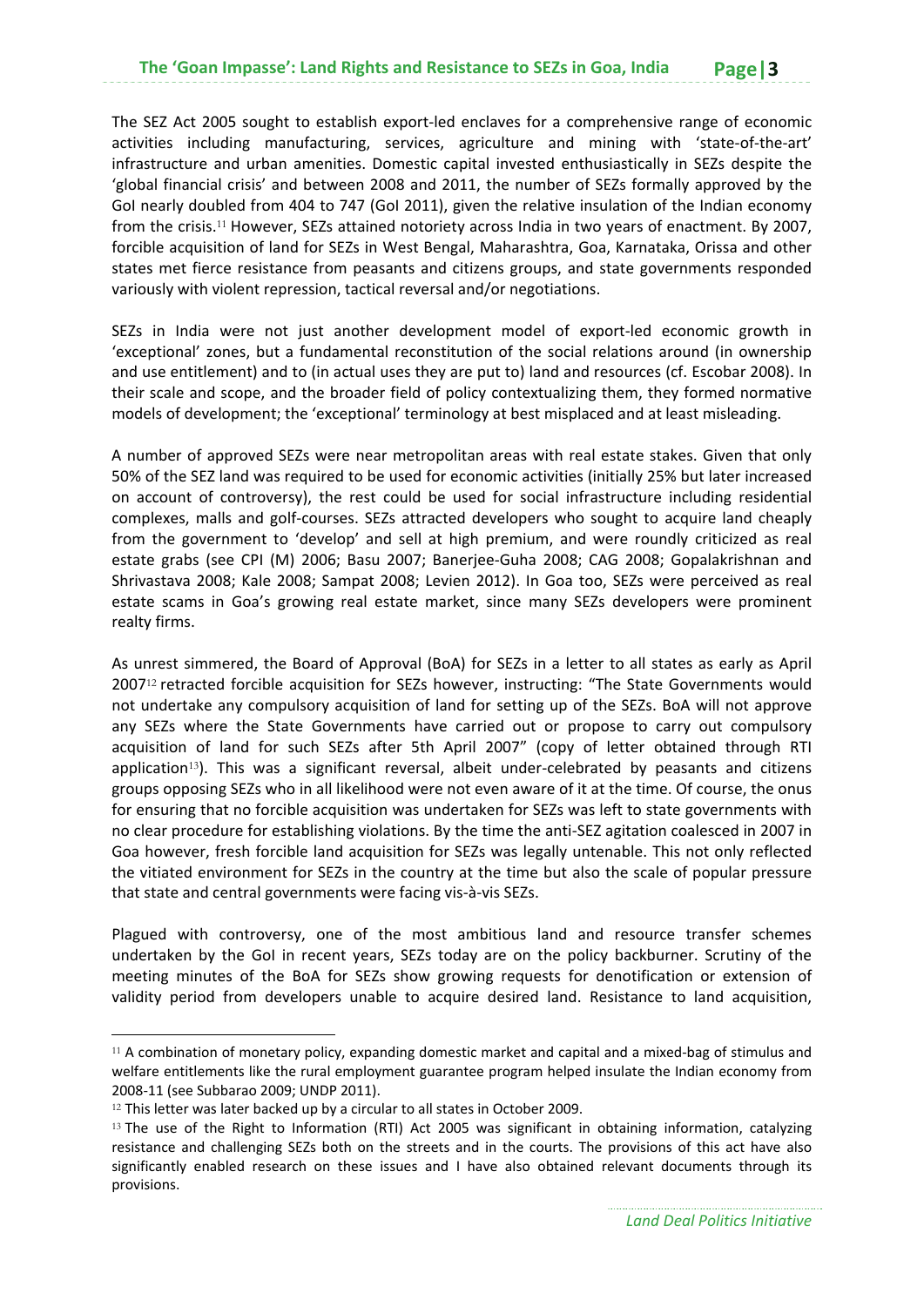The SEZ Act 2005 sought to establish export-led enclaves for a comprehensive range of economic activities including manufacturing, services, agriculture and mining with 'state-of-the-art' infrastructure and urban amenities. Domestic capital invested enthusiastically in SEZs despite the 'global financial crisis' and between 2008 and 2011, the number of SEZs formally approved by the GoI nearly doubled from 404 to 747 (GoI 2011), given the relative insulation of the Indian economy from the crisis.[11] However, SEZs attained notoriety across India in two years of enactment. By 2007, forcible acquisition of land for SEZs in West Bengal, Maharashtra, Goa, Karnataka, Orissa and other states met fierce resistance from peasants and citizens groups, and state governments responded variously with violent repression, tactical reversal and/or negotiations.

SEZs in India were not just another development model of export-led economic growth in 'exceptional' zones, but a fundamental reconstitution of the social relations around (in ownership and use entitlement) and to (in actual uses they are put to) land and resources (cf. Escobar 2008). In their scale and scope, and the broader field of policy contextualizing them, they formed normative models of development; the 'exceptional' terminology at best misplaced and at least misleading.

A number of approved SEZs were near metropolitan areas with real estate stakes. Given that only 50% of the SEZ land was required to be used for economic activities (initially 25% but later increased on account of controversy), the rest could be used for social infrastructure including residential complexes, malls and golf-courses. SEZs attracted developers who sought to acquire land cheaply from the government to 'develop' and sell at high premium, and were roundly criticized as real estate grabs (see CPI (M) 2006; Basu 2007; Banerjee-Guha 2008; CAG 2008; Gopalakrishnan and Shrivastava 2008; Kale 2008; Sampat 2008; Levien 2012). In Goa too, SEZs were perceived as real estate scams in Goa's growing real estate market, since many SEZs developers were prominent realty firms.

As unrest simmered, the Board of Approval (BoA) for SEZs in a letter to all states as early as April 2007[12] retracted forcible acquisition for SEZs however, instructing: "The State Governments would not undertake any compulsory acquisition of land for setting up of the SEZs. BoA will not approve any SEZs where the State Governments have carried out or propose to carry out compulsory acquisition of land for such SEZs after 5th April 2007" (copy of letter obtained through RTI application[13]). This was a significant reversal, albeit under-celebrated by peasants and citizens groups opposing SEZs who in all likelihood were not even aware of it at the time. Of course, the onus for ensuring that no forcible acquisition was undertaken for SEZs was left to state governments with no clear procedure for establishing violations. By the time the anti-SEZ agitation coalesced in 2007 in Goa however, fresh forcible land acquisition for SEZs was legally untenable. This not only reflected the vitiated environment for SEZs in the country at the time but also the scale of popular pressure that state and central governments were facing vis-à-vis SEZs.

Plagued with controversy, one of the most ambitious land and resource transfer schemes undertaken by the GoI in recent years, SEZs today are on the policy backburner. Scrutiny of the meeting minutes of the BoA for SEZs show growing requests for denotification or extension of validity period from developers unable to acquire desired land. Resistance to land acquisition,

---

[11] A combination of monetary policy, expanding domestic market and capital and a mixed-bag of stimulus and welfare entitlements like the rural employment guarantee program helped insulate the Indian economy from 2008-11 (see Subbarao 2009; UNDP 2011).

[12] This letter was later backed up by a circular to all states in October 2009.

[13] The use of the Right to Information (RTI) Act 2005 was significant in obtaining information, catalyzing resistance and challenging SEZs both on the streets and in the courts. The provisions of this act have also significantly enabled research on these issues and I have also obtained relevant documents through its provisions.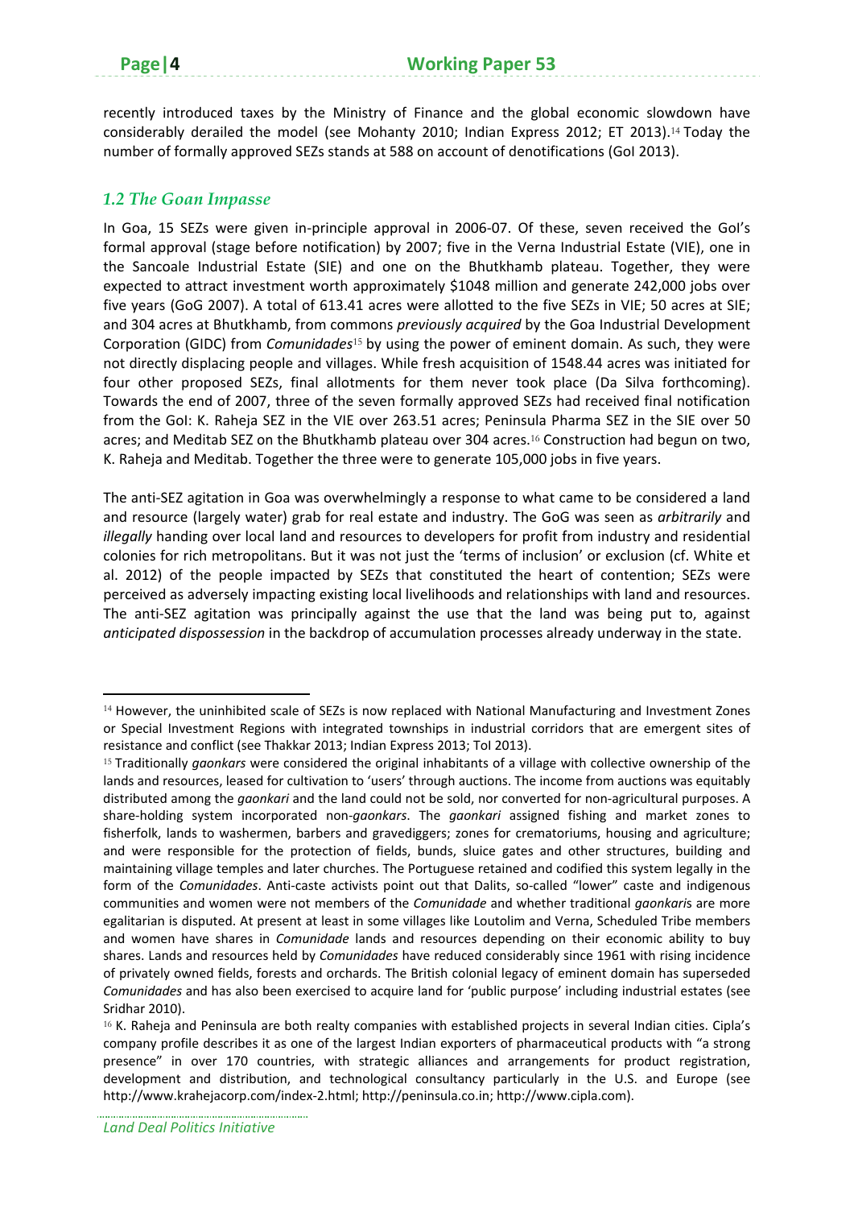recently introduced taxes by the Ministry of Finance and the global economic slowdown have considerably derailed the model (see Mohanty 2010; Indian Express 2012; ET 2013).[14] Today the number of formally approved SEZs stands at 588 on account of denotifications (GoI 2013).

### *1.2 The Goan Impasse*

In Goa, 15 SEZs were given in-principle approval in 2006-07. Of these, seven received the GoI's formal approval (stage before notification) by 2007; five in the Verna Industrial Estate (VIE), one in the Sancoale Industrial Estate (SIE) and one on the Bhutkhamb plateau. Together, they were expected to attract investment worth approximately $1048 million and generate 242,000 jobs over five years (GoG 2007). A total of 613.41 acres were allotted to the five SEZs in VIE; 50 acres at SIE; and 304 acres at Bhutkhamb, from commons *previously acquired* by the Goa Industrial Development Corporation (GIDC) from *Comunidades*[15] by using the power of eminent domain. As such, they were not directly displacing people and villages. While fresh acquisition of 1548.44 acres was initiated for four other proposed SEZs, final allotments for them never took place (Da Silva forthcoming). Towards the end of 2007, three of the seven formally approved SEZs had received final notification from the GoI: K. Raheja SEZ in the VIE over 263.51 acres; Peninsula Pharma SEZ in the SIE over 50 acres; and Meditab SEZ on the Bhutkhamb plateau over 304 acres.[16] Construction had begun on two, K. Raheja and Meditab. Together the three were to generate 105,000 jobs in five years.

The anti-SEZ agitation in Goa was overwhelmingly a response to what came to be considered a land and resource (largely water) grab for real estate and industry. The GoG was seen as *arbitrarily* and *illegally* handing over local land and resources to developers for profit from industry and residential colonies for rich metropolitans. But it was not just the 'terms of inclusion' or exclusion (cf. White et al. 2012) of the people impacted by SEZs that constituted the heart of contention; SEZs were perceived as adversely impacting existing local livelihoods and relationships with land and resources. The anti-SEZ agitation was principally against the use that the land was being put to, against *anticipated dispossession* in the backdrop of accumulation processes already underway in the state.

---

[14] However, the uninhibited scale of SEZs is now replaced with National Manufacturing and Investment Zones or Special Investment Regions with integrated townships in industrial corridors that are emergent sites of resistance and conflict (see Thakkar 2013; Indian Express 2013; ToI 2013).

[15] Traditionally *gaonkars* were considered the original inhabitants of a village with collective ownership of the lands and resources, leased for cultivation to 'users' through auctions. The income from auctions was equitably distributed among the *gaonkari* and the land could not be sold, nor converted for non-agricultural purposes. A share-holding system incorporated non-*gaonkars*. The *gaonkari* assigned fishing and market zones to fisherfolk, lands to washermen, barbers and gravediggers; zones for crematoriums, housing and agriculture; and were responsible for the protection of fields, bunds, sluice gates and other structures, building and maintaining village temples and later churches. The Portuguese retained and codified this system legally in the form of the *Comunidades*. Anti-caste activists point out that Dalits, so-called "lower" caste and indigenous communities and women were not members of the *Comunidade* and whether traditional *gaonkari*s are more egalitarian is disputed. At present at least in some villages like Loutolim and Verna, Scheduled Tribe members and women have shares in *Comunidade* lands and resources depending on their economic ability to buy shares. Lands and resources held by *Comunidades* have reduced considerably since 1961 with rising incidence of privately owned fields, forests and orchards. The British colonial legacy of eminent domain has superseded *Comunidades* and has also been exercised to acquire land for 'public purpose' including industrial estates (see Sridhar 2010).

[16] K. Raheja and Peninsula are both realty companies with established projects in several Indian cities. Cipla's company profile describes it as one of the largest Indian exporters of pharmaceutical products with "a strong presence" in over 170 countries, with strategic alliances and arrangements for product registration, development and distribution, and technological consultancy particularly in the U.S. and Europe (see http://www.krahejacorp.com/index-2.html; http://peninsula.co.in; http://www.cipla.com).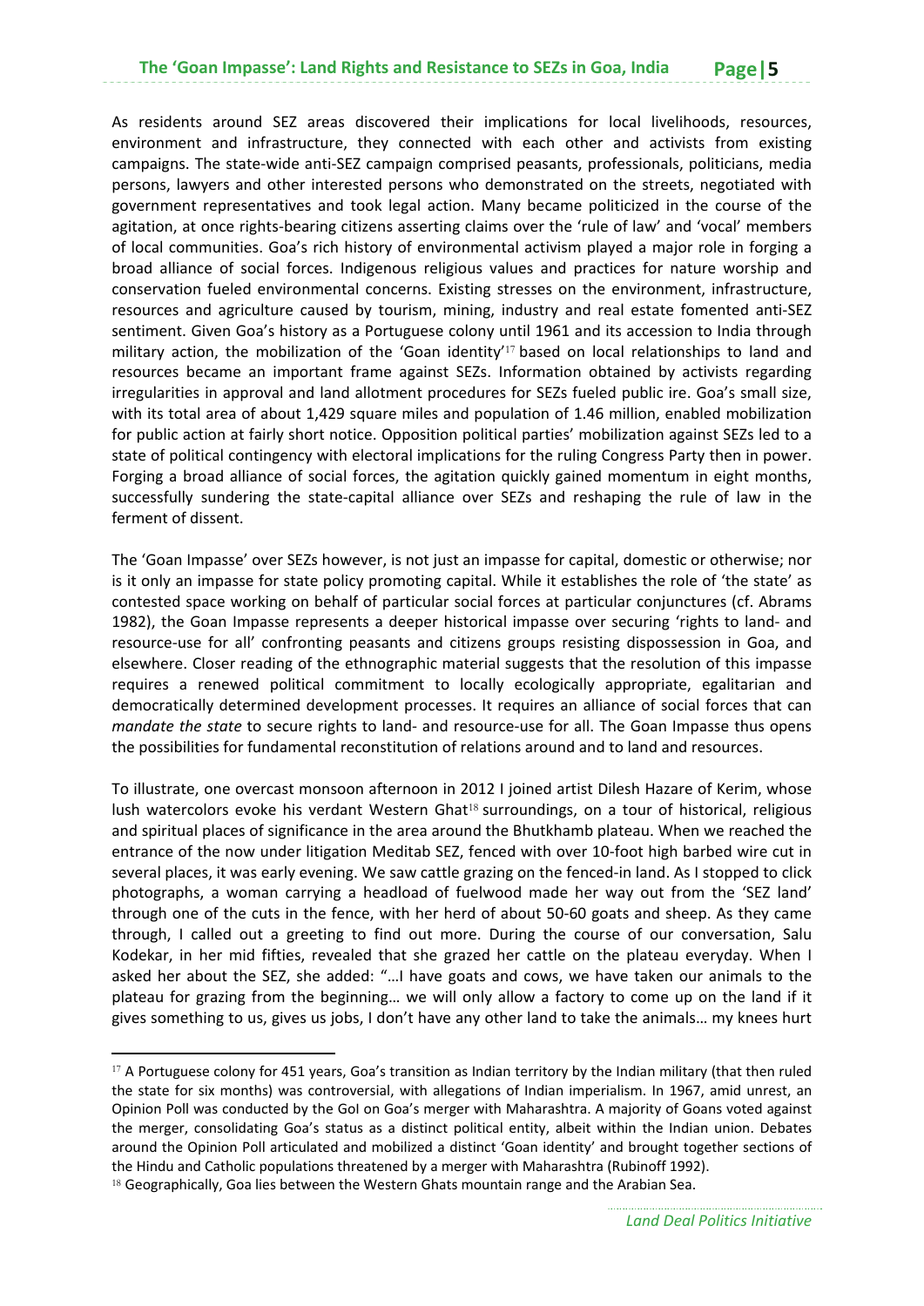As residents around SEZ areas discovered their implications for local livelihoods, resources, environment and infrastructure, they connected with each other and activists from existing campaigns. The state-wide anti-SEZ campaign comprised peasants, professionals, politicians, media persons, lawyers and other interested persons who demonstrated on the streets, negotiated with government representatives and took legal action. Many became politicized in the course of the agitation, at once rights-bearing citizens asserting claims over the 'rule of law' and 'vocal' members of local communities. Goa's rich history of environmental activism played a major role in forging a broad alliance of social forces. Indigenous religious values and practices for nature worship and conservation fueled environmental concerns. Existing stresses on the environment, infrastructure, resources and agriculture caused by tourism, mining, industry and real estate fomented anti-SEZ sentiment. Given Goa's history as a Portuguese colony until 1961 and its accession to India through military action, the mobilization of the 'Goan identity'[17] based on local relationships to land and resources became an important frame against SEZs. Information obtained by activists regarding irregularities in approval and land allotment procedures for SEZs fueled public ire. Goa's small size, with its total area of about 1,429 square miles and population of 1.46 million, enabled mobilization for public action at fairly short notice. Opposition political parties' mobilization against SEZs led to a state of political contingency with electoral implications for the ruling Congress Party then in power. Forging a broad alliance of social forces, the agitation quickly gained momentum in eight months, successfully sundering the state-capital alliance over SEZs and reshaping the rule of law in the ferment of dissent.

The 'Goan Impasse' over SEZs however, is not just an impasse for capital, domestic or otherwise; nor is it only an impasse for state policy promoting capital. While it establishes the role of 'the state' as contested space working on behalf of particular social forces at particular conjunctures (cf. Abrams 1982), the Goan Impasse represents a deeper historical impasse over securing 'rights to land- and resource-use for all' confronting peasants and citizens groups resisting dispossession in Goa, and elsewhere. Closer reading of the ethnographic material suggests that the resolution of this impasse requires a renewed political commitment to locally ecologically appropriate, egalitarian and democratically determined development processes. It requires an alliance of social forces that can *mandate the state* to secure rights to land- and resource-use for all. The Goan Impasse thus opens the possibilities for fundamental reconstitution of relations around and to land and resources.

To illustrate, one overcast monsoon afternoon in 2012 I joined artist Dilesh Hazare of Kerim, whose lush watercolors evoke his verdant Western Ghat[18] surroundings, on a tour of historical, religious and spiritual places of significance in the area around the Bhutkhamb plateau. When we reached the entrance of the now under litigation Meditab SEZ, fenced with over 10-foot high barbed wire cut in several places, it was early evening. We saw cattle grazing on the fenced-in land. As I stopped to click photographs, a woman carrying a headload of fuelwood made her way out from the 'SEZ land' through one of the cuts in the fence, with her herd of about 50-60 goats and sheep. As they came through, I called out a greeting to find out more. During the course of our conversation, Salu Kodekar, in her mid fifties, revealed that she grazed her cattle on the plateau everyday. When I asked her about the SEZ, she added: "…I have goats and cows, we have taken our animals to the plateau for grazing from the beginning… we will only allow a factory to come up on the land if it gives something to us, gives us jobs, I don't have any other land to take the animals… my knees hurt

[17] A Portuguese colony for 451 years, Goa's transition as Indian territory by the Indian military (that then ruled the state for six months) was controversial, with allegations of Indian imperialism. In 1967, amid unrest, an Opinion Poll was conducted by the GoI on Goa's merger with Maharashtra. A majority of Goans voted against the merger, consolidating Goa's status as a distinct political entity, albeit within the Indian union. Debates around the Opinion Poll articulated and mobilized a distinct 'Goan identity' and brought together sections of the Hindu and Catholic populations threatened by a merger with Maharashtra (Rubinoff 1992).

[18] Geographically, Goa lies between the Western Ghats mountain range and the Arabian Sea.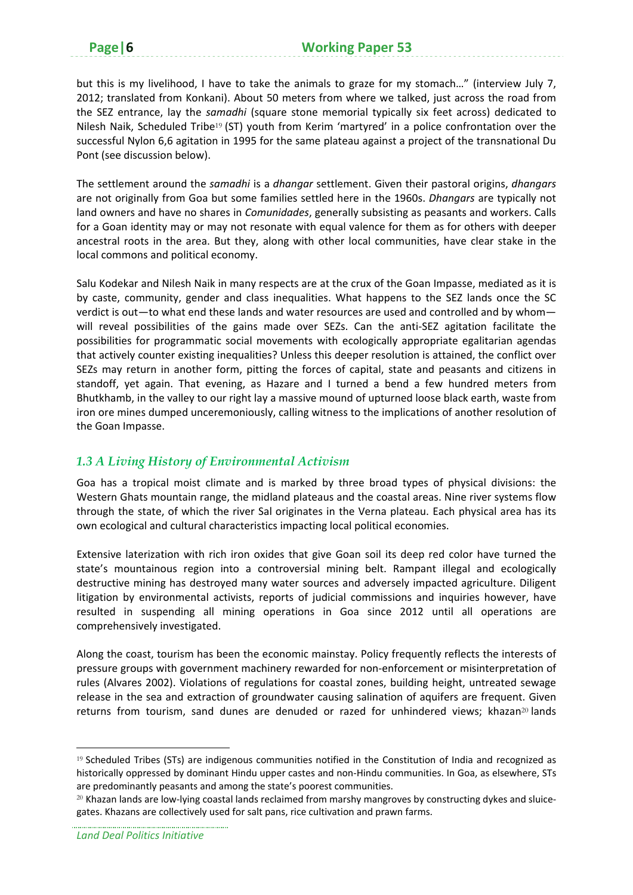but this is my livelihood, I have to take the animals to graze for my stomach…" (interview July 7, 2012; translated from Konkani). About 50 meters from where we talked, just across the road from the SEZ entrance, lay the *samadhi* (square stone memorial typically six feet across) dedicated to Nilesh Naik, Scheduled Tribe[19] (ST) youth from Kerim 'martyred' in a police confrontation over the successful Nylon 6,6 agitation in 1995 for the same plateau against a project of the transnational Du Pont (see discussion below).

The settlement around the *samadhi* is a *dhangar* settlement. Given their pastoral origins, *dhangars* are not originally from Goa but some families settled here in the 1960s. *Dhangars* are typically not land owners and have no shares in *Comunidades*, generally subsisting as peasants and workers. Calls for a Goan identity may or may not resonate with equal valence for them as for others with deeper ancestral roots in the area. But they, along with other local communities, have clear stake in the local commons and political economy.

Salu Kodekar and Nilesh Naik in many respects are at the crux of the Goan Impasse, mediated as it is by caste, community, gender and class inequalities. What happens to the SEZ lands once the SC verdict is out—to what end these lands and water resources are used and controlled and by whom—will reveal possibilities of the gains made over SEZs. Can the anti-SEZ agitation facilitate the possibilities for programmatic social movements with ecologically appropriate egalitarian agendas that actively counter existing inequalities? Unless this deeper resolution is attained, the conflict over SEZs may return in another form, pitting the forces of capital, state and peasants and citizens in standoff, yet again. That evening, as Hazare and I turned a bend a few hundred meters from Bhutkhamb, in the valley to our right lay a massive mound of upturned loose black earth, waste from iron ore mines dumped unceremoniously, calling witness to the implications of another resolution of the Goan Impasse.

## *1.3 A Living History of Environmental Activism*

Goa has a tropical moist climate and is marked by three broad types of physical divisions: the Western Ghats mountain range, the midland plateaus and the coastal areas. Nine river systems flow through the state, of which the river Sal originates in the Verna plateau. Each physical area has its own ecological and cultural characteristics impacting local political economies.

Extensive laterization with rich iron oxides that give Goan soil its deep red color have turned the state's mountainous region into a controversial mining belt. Rampant illegal and ecologically destructive mining has destroyed many water sources and adversely impacted agriculture. Diligent litigation by environmental activists, reports of judicial commissions and inquiries however, have resulted in suspending all mining operations in Goa since 2012 until all operations are comprehensively investigated.

Along the coast, tourism has been the economic mainstay. Policy frequently reflects the interests of pressure groups with government machinery rewarded for non-enforcement or misinterpretation of rules (Alvares 2002). Violations of regulations for coastal zones, building height, untreated sewage release in the sea and extraction of groundwater causing salination of aquifers are frequent. Given returns from tourism, sand dunes are denuded or razed for unhindered views; khazan[20] lands

[19] Scheduled Tribes (STs) are indigenous communities notified in the Constitution of India and recognized as historically oppressed by dominant Hindu upper castes and non-Hindu communities. In Goa, as elsewhere, STs are predominantly peasants and among the state's poorest communities.

[20] Khazan lands are low-lying coastal lands reclaimed from marshy mangroves by constructing dykes and sluice-gates. Khazans are collectively used for salt pans, rice cultivation and prawn farms.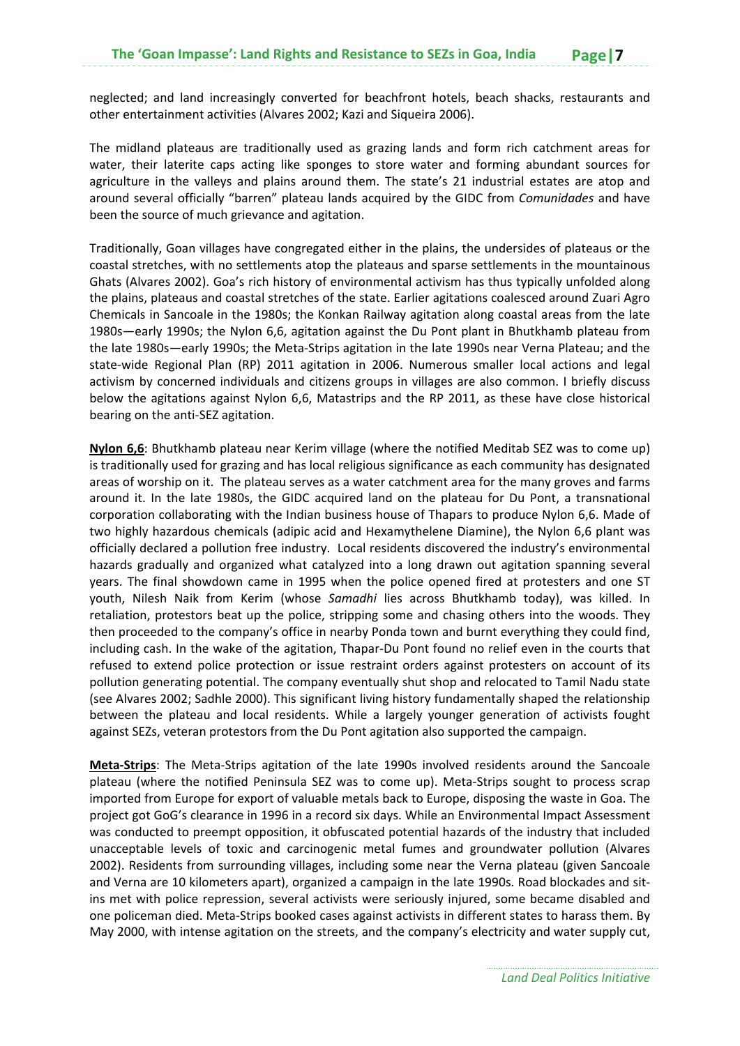neglected; and land increasingly converted for beachfront hotels, beach shacks, restaurants and other entertainment activities (Alvares 2002; Kazi and Siqueira 2006).

The midland plateaus are traditionally used as grazing lands and form rich catchment areas for water, their laterite caps acting like sponges to store water and forming abundant sources for agriculture in the valleys and plains around them. The state's 21 industrial estates are atop and around several officially "barren" plateau lands acquired by the GIDC from *Comunidades* and have been the source of much grievance and agitation.

Traditionally, Goan villages have congregated either in the plains, the undersides of plateaus or the coastal stretches, with no settlements atop the plateaus and sparse settlements in the mountainous Ghats (Alvares 2002). Goa's rich history of environmental activism has thus typically unfolded along the plains, plateaus and coastal stretches of the state. Earlier agitations coalesced around Zuari Agro Chemicals in Sancoale in the 1980s; the Konkan Railway agitation along coastal areas from the late 1980s—early 1990s; the Nylon 6,6, agitation against the Du Pont plant in Bhutkhamb plateau from the late 1980s—early 1990s; the Meta-Strips agitation in the late 1990s near Verna Plateau; and the state-wide Regional Plan (RP) 2011 agitation in 2006. Numerous smaller local actions and legal activism by concerned individuals and citizens groups in villages are also common. I briefly discuss below the agitations against Nylon 6,6, Matastrips and the RP 2011, as these have close historical bearing on the anti-SEZ agitation.

**Nylon 6,6**: Bhutkhamb plateau near Kerim village (where the notified Meditab SEZ was to come up) is traditionally used for grazing and has local religious significance as each community has designated areas of worship on it. The plateau serves as a water catchment area for the many groves and farms around it. In the late 1980s, the GIDC acquired land on the plateau for Du Pont, a transnational corporation collaborating with the Indian business house of Thapars to produce Nylon 6,6. Made of two highly hazardous chemicals (adipic acid and Hexamythelene Diamine), the Nylon 6,6 plant was officially declared a pollution free industry. Local residents discovered the industry's environmental hazards gradually and organized what catalyzed into a long drawn out agitation spanning several years. The final showdown came in 1995 when the police opened fired at protesters and one ST youth, Nilesh Naik from Kerim (whose *Samadhi* lies across Bhutkhamb today), was killed. In retaliation, protestors beat up the police, stripping some and chasing others into the woods. They then proceeded to the company's office in nearby Ponda town and burnt everything they could find, including cash. In the wake of the agitation, Thapar-Du Pont found no relief even in the courts that refused to extend police protection or issue restraint orders against protesters on account of its pollution generating potential. The company eventually shut shop and relocated to Tamil Nadu state (see Alvares 2002; Sadhle 2000). This significant living history fundamentally shaped the relationship between the plateau and local residents. While a largely younger generation of activists fought against SEZs, veteran protestors from the Du Pont agitation also supported the campaign.

**Meta-Strips**: The Meta-Strips agitation of the late 1990s involved residents around the Sancoale plateau (where the notified Peninsula SEZ was to come up). Meta-Strips sought to process scrap imported from Europe for export of valuable metals back to Europe, disposing the waste in Goa. The project got GoG's clearance in 1996 in a record six days. While an Environmental Impact Assessment was conducted to preempt opposition, it obfuscated potential hazards of the industry that included unacceptable levels of toxic and carcinogenic metal fumes and groundwater pollution (Alvares 2002). Residents from surrounding villages, including some near the Verna plateau (given Sancoale and Verna are 10 kilometers apart), organized a campaign in the late 1990s. Road blockades and sit-ins met with police repression, several activists were seriously injured, some became disabled and one policeman died. Meta-Strips booked cases against activists in different states to harass them. By May 2000, with intense agitation on the streets, and the company's electricity and water supply cut,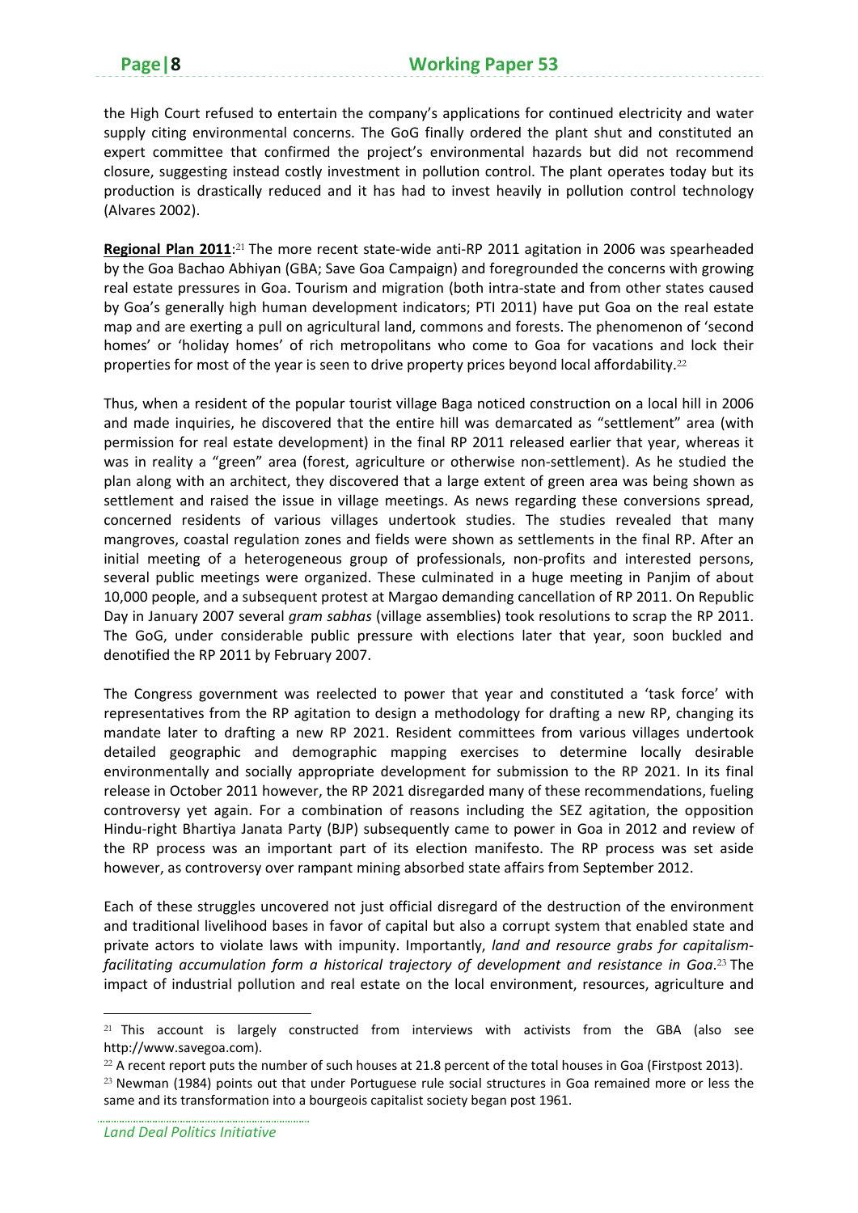the High Court refused to entertain the company's applications for continued electricity and water supply citing environmental concerns. The GoG finally ordered the plant shut and constituted an expert committee that confirmed the project's environmental hazards but did not recommend closure, suggesting instead costly investment in pollution control. The plant operates today but its production is drastically reduced and it has had to invest heavily in pollution control technology (Alvares 2002).

**Regional Plan 2011**:[21] The more recent state-wide anti-RP 2011 agitation in 2006 was spearheaded by the Goa Bachao Abhiyan (GBA; Save Goa Campaign) and foregrounded the concerns with growing real estate pressures in Goa. Tourism and migration (both intra-state and from other states caused by Goa's generally high human development indicators; PTI 2011) have put Goa on the real estate map and are exerting a pull on agricultural land, commons and forests. The phenomenon of 'second homes' or 'holiday homes' of rich metropolitans who come to Goa for vacations and lock their properties for most of the year is seen to drive property prices beyond local affordability.[22]

Thus, when a resident of the popular tourist village Baga noticed construction on a local hill in 2006 and made inquiries, he discovered that the entire hill was demarcated as "settlement" area (with permission for real estate development) in the final RP 2011 released earlier that year, whereas it was in reality a "green" area (forest, agriculture or otherwise non-settlement). As he studied the plan along with an architect, they discovered that a large extent of green area was being shown as settlement and raised the issue in village meetings. As news regarding these conversions spread, concerned residents of various villages undertook studies. The studies revealed that many mangroves, coastal regulation zones and fields were shown as settlements in the final RP. After an initial meeting of a heterogeneous group of professionals, non-profits and interested persons, several public meetings were organized. These culminated in a huge meeting in Panjim of about 10,000 people, and a subsequent protest at Margao demanding cancellation of RP 2011. On Republic Day in January 2007 several *gram sabhas* (village assemblies) took resolutions to scrap the RP 2011. The GoG, under considerable public pressure with elections later that year, soon buckled and denotified the RP 2011 by February 2007.

The Congress government was reelected to power that year and constituted a 'task force' with representatives from the RP agitation to design a methodology for drafting a new RP, changing its mandate later to drafting a new RP 2021. Resident committees from various villages undertook detailed geographic and demographic mapping exercises to determine locally desirable environmentally and socially appropriate development for submission to the RP 2021. In its final release in October 2011 however, the RP 2021 disregarded many of these recommendations, fueling controversy yet again. For a combination of reasons including the SEZ agitation, the opposition Hindu-right Bhartiya Janata Party (BJP) subsequently came to power in Goa in 2012 and review of the RP process was an important part of its election manifesto. The RP process was set aside however, as controversy over rampant mining absorbed state affairs from September 2012.

Each of these struggles uncovered not just official disregard of the destruction of the environment and traditional livelihood bases in favor of capital but also a corrupt system that enabled state and private actors to violate laws with impunity. Importantly, *land and resource grabs for capitalism-facilitating accumulation form a historical trajectory of development and resistance in Goa*.[23] The impact of industrial pollution and real estate on the local environment, resources, agriculture and

---

[21] This account is largely constructed from interviews with activists from the GBA (also see http://www.savegoa.com).

[22] A recent report puts the number of such houses at 21.8 percent of the total houses in Goa (Firstpost 2013).

[23] Newman (1984) points out that under Portuguese rule social structures in Goa remained more or less the same and its transformation into a bourgeois capitalist society began post 1961.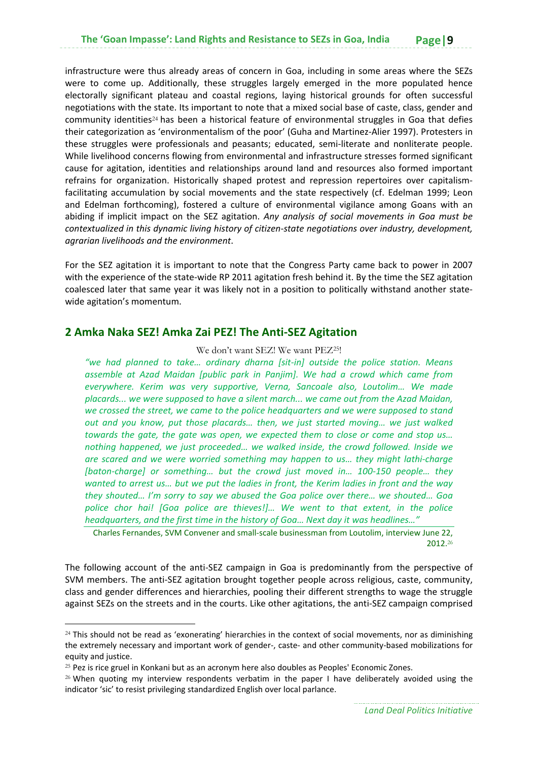infrastructure were thus already areas of concern in Goa, including in some areas where the SEZs were to come up. Additionally, these struggles largely emerged in the more populated hence electorally significant plateau and coastal regions, laying historical grounds for often successful negotiations with the state. Its important to note that a mixed social base of caste, class, gender and community identities[24] has been a historical feature of environmental struggles in Goa that defies their categorization as 'environmentalism of the poor' (Guha and Martinez-Alier 1997). Protesters in these struggles were professionals and peasants; educated, semi-literate and nonliterate people. While livelihood concerns flowing from environmental and infrastructure stresses formed significant cause for agitation, identities and relationships around land and resources also formed important refrains for organization. Historically shaped protest and repression repertoires over capitalism-facilitating accumulation by social movements and the state respectively (cf. Edelman 1999; Leon and Edelman forthcoming), fostered a culture of environmental vigilance among Goans with an abiding if implicit impact on the SEZ agitation. *Any analysis of social movements in Goa must be contextualized in this dynamic living history of citizen-state negotiations over industry, development, agrarian livelihoods and the environment*.

For the SEZ agitation it is important to note that the Congress Party came back to power in 2007 with the experience of the state-wide RP 2011 agitation fresh behind it. By the time the SEZ agitation coalesced later that same year it was likely not in a position to politically withstand another state-wide agitation's momentum.

## 2 Amka Naka SEZ! Amka Zai PEZ! The Anti-SEZ Agitation

We don't want SEZ! We want PEZ[25]!

*"we had planned to take… ordinary dharna [sit-in] outside the police station. Means assemble at Azad Maidan [public park in Panjim]. We had a crowd which came from everywhere. Kerim was very supportive, Verna, Sancoale also, Loutolim… We made placards... we were supposed to have a silent march... we came out from the Azad Maidan, we crossed the street, we came to the police headquarters and we were supposed to stand out and you know, put those placards… then, we just started moving… we just walked towards the gate, the gate was open, we expected them to close or come and stop us… nothing happened, we just proceeded… we walked inside, the crowd followed. Inside we are scared and we were worried something may happen to us… they might lathi-charge [baton-charge] or something… but the crowd just moved in… 100-150 people… they wanted to arrest us… but we put the ladies in front, the Kerim ladies in front and the way they shouted… I'm sorry to say we abused the Goa police over there… we shouted… Goa police chor hai! [Goa police are thieves!]… We went to that extent, in the police headquarters, and the first time in the history of Goa… Next day it was headlines…"*

Charles Fernandes, SVM Convener and small-scale businessman from Loutolim, interview June 22, 2012.[26]

The following account of the anti-SEZ campaign in Goa is predominantly from the perspective of SVM members. The anti-SEZ agitation brought together people across religious, caste, community, class and gender differences and hierarchies, pooling their different strengths to wage the struggle against SEZs on the streets and in the courts. Like other agitations, the anti-SEZ campaign comprised

---

[24] This should not be read as 'exonerating' hierarchies in the context of social movements, nor as diminishing the extremely necessary and important work of gender-, caste- and other community-based mobilizations for equity and justice.

[25] Pez is rice gruel in Konkani but as an acronym here also doubles as Peoples' Economic Zones.

[26] When quoting my interview respondents verbatim in the paper I have deliberately avoided using the indicator 'sic' to resist privileging standardized English over local parlance.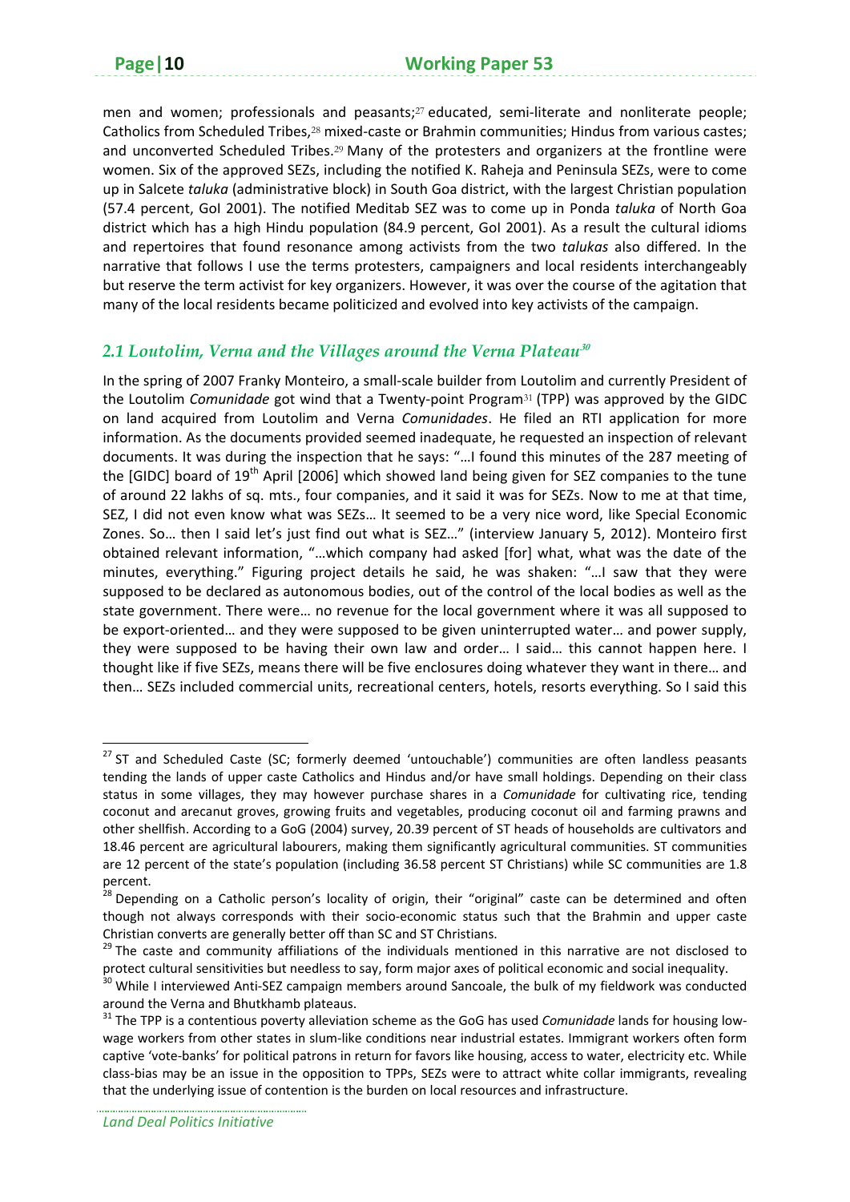men and women; professionals and peasants;[27] educated, semi-literate and nonliterate people; Catholics from Scheduled Tribes,[28] mixed-caste or Brahmin communities; Hindus from various castes; and unconverted Scheduled Tribes.[29] Many of the protesters and organizers at the frontline were women. Six of the approved SEZs, including the notified K. Raheja and Peninsula SEZs, were to come up in Salcete *taluka* (administrative block) in South Goa district, with the largest Christian population (57.4 percent, GoI 2001). The notified Meditab SEZ was to come up in Ponda *taluka* of North Goa district which has a high Hindu population (84.9 percent, GoI 2001). As a result the cultural idioms and repertoires that found resonance among activists from the two *talukas* also differed. In the narrative that follows I use the terms protesters, campaigners and local residents interchangeably but reserve the term activist for key organizers. However, it was over the course of the agitation that many of the local residents became politicized and evolved into key activists of the campaign.

## *2.1 Loutolim, Verna and the Villages around the Verna Plateau*[30]

In the spring of 2007 Franky Monteiro, a small-scale builder from Loutolim and currently President of the Loutolim *Comunidade* got wind that a Twenty-point Program[31] (TPP) was approved by the GIDC on land acquired from Loutolim and Verna *Comunidades*. He filed an RTI application for more information. As the documents provided seemed inadequate, he requested an inspection of relevant documents. It was during the inspection that he says: "…I found this minutes of the 287 meeting of the [GIDC] board of 19th April [2006] which showed land being given for SEZ companies to the tune of around 22 lakhs of sq. mts., four companies, and it said it was for SEZs. Now to me at that time, SEZ, I did not even know what was SEZs… It seemed to be a very nice word, like Special Economic Zones. So… then I said let's just find out what is SEZ…" (interview January 5, 2012). Monteiro first obtained relevant information, "…which company had asked [for] what, what was the date of the minutes, everything." Figuring project details he said, he was shaken: "…I saw that they were supposed to be declared as autonomous bodies, out of the control of the local bodies as well as the state government. There were… no revenue for the local government where it was all supposed to be export-oriented… and they were supposed to be given uninterrupted water… and power supply, they were supposed to be having their own law and order… I said… this cannot happen here. I thought like if five SEZs, means there will be five enclosures doing whatever they want in there… and then… SEZs included commercial units, recreational centers, hotels, resorts everything. So I said this

---

[27] ST and Scheduled Caste (SC; formerly deemed 'untouchable') communities are often landless peasants tending the lands of upper caste Catholics and Hindus and/or have small holdings. Depending on their class status in some villages, they may however purchase shares in a *Comunidade* for cultivating rice, tending coconut and arecanut groves, growing fruits and vegetables, producing coconut oil and farming prawns and other shellfish. According to a GoG (2004) survey, 20.39 percent of ST heads of households are cultivators and 18.46 percent are agricultural labourers, making them significantly agricultural communities. ST communities are 12 percent of the state's population (including 36.58 percent ST Christians) while SC communities are 1.8 percent.

[28] Depending on a Catholic person's locality of origin, their "original" caste can be determined and often though not always corresponds with their socio-economic status such that the Brahmin and upper caste Christian converts are generally better off than SC and ST Christians.

[29] The caste and community affiliations of the individuals mentioned in this narrative are not disclosed to protect cultural sensitivities but needless to say, form major axes of political economic and social inequality.

[30] While I interviewed Anti-SEZ campaign members around Sancoale, the bulk of my fieldwork was conducted around the Verna and Bhutkhamb plateaus.

[31] The TPP is a contentious poverty alleviation scheme as the GoG has used *Comunidade* lands for housing low-wage workers from other states in slum-like conditions near industrial estates. Immigrant workers often form captive 'vote-banks' for political patrons in return for favors like housing, access to water, electricity etc. While class-bias may be an issue in the opposition to TPPs, SEZs were to attract white collar immigrants, revealing that the underlying issue of contention is the burden on local resources and infrastructure.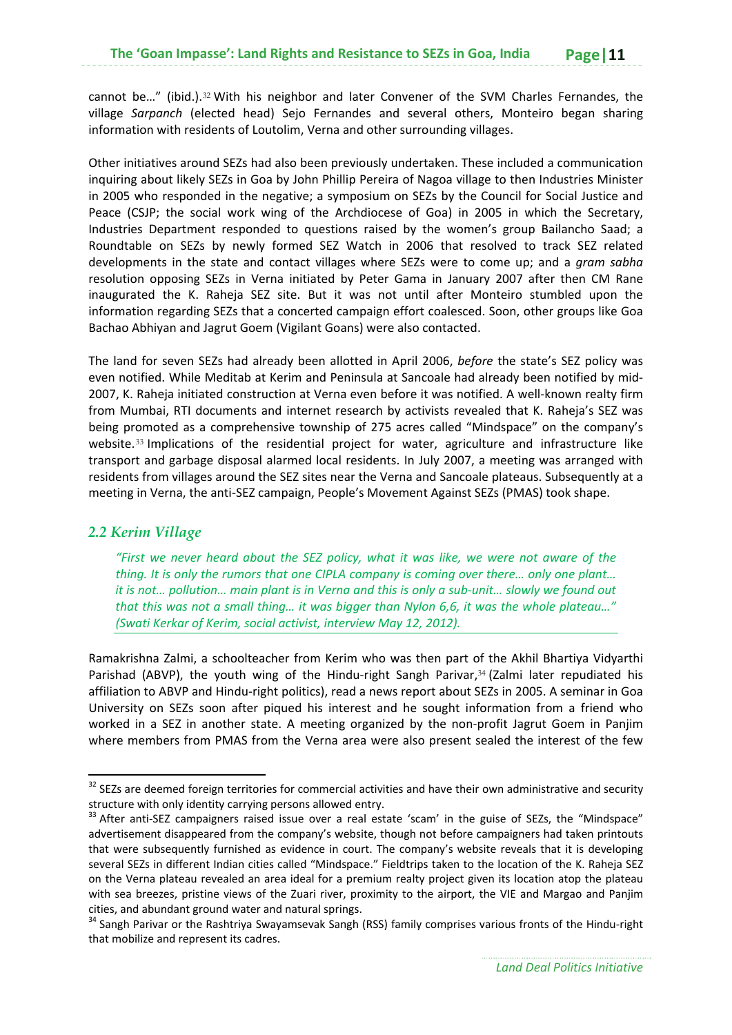cannot be…" (ibid.).[32] With his neighbor and later Convener of the SVM Charles Fernandes, the village *Sarpanch* (elected head) Sejo Fernandes and several others, Monteiro began sharing information with residents of Loutolim, Verna and other surrounding villages.

Other initiatives around SEZs had also been previously undertaken. These included a communication inquiring about likely SEZs in Goa by John Phillip Pereira of Nagoa village to then Industries Minister in 2005 who responded in the negative; a symposium on SEZs by the Council for Social Justice and Peace (CSJP; the social work wing of the Archdiocese of Goa) in 2005 in which the Secretary, Industries Department responded to questions raised by the women's group Bailancho Saad; a Roundtable on SEZs by newly formed SEZ Watch in 2006 that resolved to track SEZ related developments in the state and contact villages where SEZs were to come up; and a *gram sabha* resolution opposing SEZs in Verna initiated by Peter Gama in January 2007 after then CM Rane inaugurated the K. Raheja SEZ site. But it was not until after Monteiro stumbled upon the information regarding SEZs that a concerted campaign effort coalesced. Soon, other groups like Goa Bachao Abhiyan and Jagrut Goem (Vigilant Goans) were also contacted.

The land for seven SEZs had already been allotted in April 2006, *before* the state's SEZ policy was even notified. While Meditab at Kerim and Peninsula at Sancoale had already been notified by mid-2007, K. Raheja initiated construction at Verna even before it was notified. A well-known realty firm from Mumbai, RTI documents and internet research by activists revealed that K. Raheja's SEZ was being promoted as a comprehensive township of 275 acres called "Mindspace" on the company's website.[33] Implications of the residential project for water, agriculture and infrastructure like transport and garbage disposal alarmed local residents. In July 2007, a meeting was arranged with residents from villages around the SEZ sites near the Verna and Sancoale plateaus. Subsequently at a meeting in Verna, the anti-SEZ campaign, People's Movement Against SEZs (PMAS) took shape.

## *2.2 Kerim Village*

> *"First we never heard about the SEZ policy, what it was like, we were not aware of the thing. It is only the rumors that one CIPLA company is coming over there… only one plant… it is not… pollution… main plant is in Verna and this is only a sub-unit… slowly we found out that this was not a small thing… it was bigger than Nylon 6,6, it was the whole plateau…" (Swati Kerkar of Kerim, social activist, interview May 12, 2012).*

Ramakrishna Zalmi, a schoolteacher from Kerim who was then part of the Akhil Bhartiya Vidyarthi Parishad (ABVP), the youth wing of the Hindu-right Sangh Parivar,[34] (Zalmi later repudiated his affiliation to ABVP and Hindu-right politics), read a news report about SEZs in 2005. A seminar in Goa University on SEZs soon after piqued his interest and he sought information from a friend who worked in a SEZ in another state. A meeting organized by the non-profit Jagrut Goem in Panjim where members from PMAS from the Verna area were also present sealed the interest of the few

---

[32] SEZs are deemed foreign territories for commercial activities and have their own administrative and security structure with only identity carrying persons allowed entry.

[33] After anti-SEZ campaigners raised issue over a real estate 'scam' in the guise of SEZs, the "Mindspace" advertisement disappeared from the company's website, though not before campaigners had taken printouts that were subsequently furnished as evidence in court. The company's website reveals that it is developing several SEZs in different Indian cities called "Mindspace." Fieldtrips taken to the location of the K. Raheja SEZ on the Verna plateau revealed an area ideal for a premium realty project given its location atop the plateau with sea breezes, pristine views of the Zuari river, proximity to the airport, the VIE and Margao and Panjim cities, and abundant ground water and natural springs.

[34] Sangh Parivar or the Rashtriya Swayamsevak Sangh (RSS) family comprises various fronts of the Hindu-right that mobilize and represent its cadres.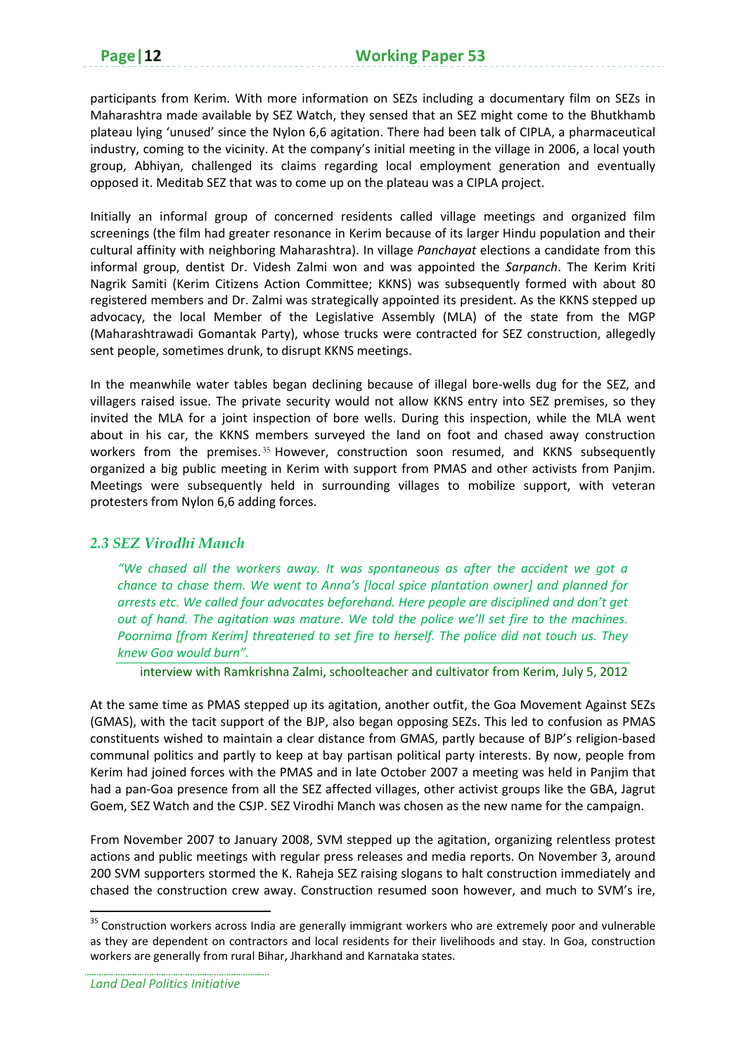participants from Kerim. With more information on SEZs including a documentary film on SEZs in Maharashtra made available by SEZ Watch, they sensed that an SEZ might come to the Bhutkhamb plateau lying 'unused' since the Nylon 6,6 agitation. There had been talk of CIPLA, a pharmaceutical industry, coming to the vicinity. At the company's initial meeting in the village in 2006, a local youth group, Abhiyan, challenged its claims regarding local employment generation and eventually opposed it. Meditab SEZ that was to come up on the plateau was a CIPLA project.

Initially an informal group of concerned residents called village meetings and organized film screenings (the film had greater resonance in Kerim because of its larger Hindu population and their cultural affinity with neighboring Maharashtra). In village *Panchayat* elections a candidate from this informal group, dentist Dr. Videsh Zalmi won and was appointed the *Sarpanch*. The Kerim Kriti Nagrik Samiti (Kerim Citizens Action Committee; KKNS) was subsequently formed with about 80 registered members and Dr. Zalmi was strategically appointed its president. As the KKNS stepped up advocacy, the local Member of the Legislative Assembly (MLA) of the state from the MGP (Maharashtrawadi Gomantak Party), whose trucks were contracted for SEZ construction, allegedly sent people, sometimes drunk, to disrupt KKNS meetings.

In the meanwhile water tables began declining because of illegal bore-wells dug for the SEZ, and villagers raised issue. The private security would not allow KKNS entry into SEZ premises, so they invited the MLA for a joint inspection of bore wells. During this inspection, while the MLA went about in his car, the KKNS members surveyed the land on foot and chased away construction workers from the premises.[35] However, construction soon resumed, and KKNS subsequently organized a big public meeting in Kerim with support from PMAS and other activists from Panjim. Meetings were subsequently held in surrounding villages to mobilize support, with veteran protesters from Nylon 6,6 adding forces.

## 2.3 SEZ Virodhi Manch

> *"We chased all the workers away. It was spontaneous as after the accident we got a chance to chase them. We went to Anna's [local spice plantation owner] and planned for arrests etc. We called four advocates beforehand. Here people are disciplined and don't get out of hand. The agitation was mature. We told the police we'll set fire to the machines. Poornima [from Kerim] threatened to set fire to herself. The police did not touch us. They knew Goa would burn".*
>
> interview with Ramkrishna Zalmi, schoolteacher and cultivator from Kerim, July 5, 2012

At the same time as PMAS stepped up its agitation, another outfit, the Goa Movement Against SEZs (GMAS), with the tacit support of the BJP, also began opposing SEZs. This led to confusion as PMAS constituents wished to maintain a clear distance from GMAS, partly because of BJP's religion-based communal politics and partly to keep at bay partisan political party interests. By now, people from Kerim had joined forces with the PMAS and in late October 2007 a meeting was held in Panjim that had a pan-Goa presence from all the SEZ affected villages, other activist groups like the GBA, Jagrut Goem, SEZ Watch and the CSJP. SEZ Virodhi Manch was chosen as the new name for the campaign.

From November 2007 to January 2008, SVM stepped up the agitation, organizing relentless protest actions and public meetings with regular press releases and media reports. On November 3, around 200 SVM supporters stormed the K. Raheja SEZ raising slogans to halt construction immediately and chased the construction crew away. Construction resumed soon however, and much to SVM's ire,

[35] Construction workers across India are generally immigrant workers who are extremely poor and vulnerable as they are dependent on contractors and local residents for their livelihoods and stay. In Goa, construction workers are generally from rural Bihar, Jharkhand and Karnataka states.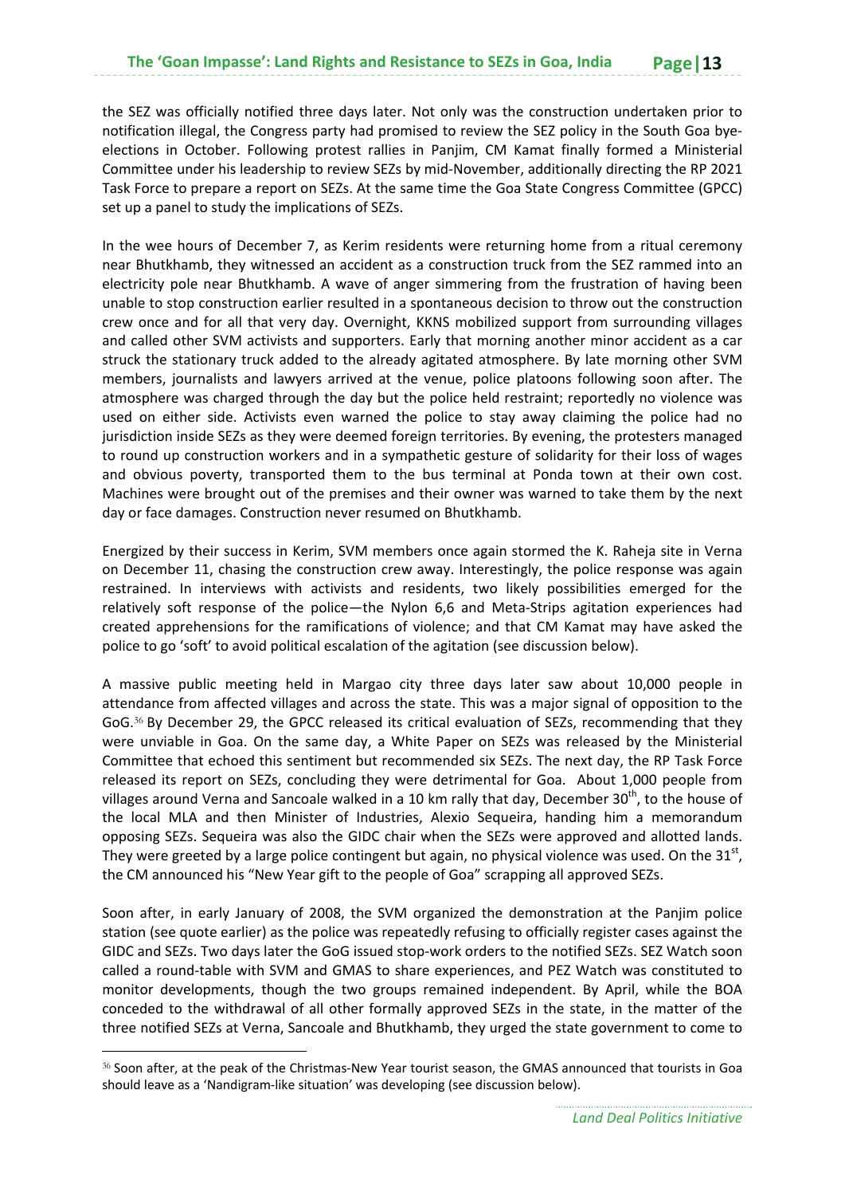the SEZ was officially notified three days later. Not only was the construction undertaken prior to notification illegal, the Congress party had promised to review the SEZ policy in the South Goa bye-elections in October. Following protest rallies in Panjim, CM Kamat finally formed a Ministerial Committee under his leadership to review SEZs by mid-November, additionally directing the RP 2021 Task Force to prepare a report on SEZs. At the same time the Goa State Congress Committee (GPCC) set up a panel to study the implications of SEZs.

In the wee hours of December 7, as Kerim residents were returning home from a ritual ceremony near Bhutkhamb, they witnessed an accident as a construction truck from the SEZ rammed into an electricity pole near Bhutkhamb. A wave of anger simmering from the frustration of having been unable to stop construction earlier resulted in a spontaneous decision to throw out the construction crew once and for all that very day. Overnight, KKNS mobilized support from surrounding villages and called other SVM activists and supporters. Early that morning another minor accident as a car struck the stationary truck added to the already agitated atmosphere. By late morning other SVM members, journalists and lawyers arrived at the venue, police platoons following soon after. The atmosphere was charged through the day but the police held restraint; reportedly no violence was used on either side. Activists even warned the police to stay away claiming the police had no jurisdiction inside SEZs as they were deemed foreign territories. By evening, the protesters managed to round up construction workers and in a sympathetic gesture of solidarity for their loss of wages and obvious poverty, transported them to the bus terminal at Ponda town at their own cost. Machines were brought out of the premises and their owner was warned to take them by the next day or face damages. Construction never resumed on Bhutkhamb.

Energized by their success in Kerim, SVM members once again stormed the K. Raheja site in Verna on December 11, chasing the construction crew away. Interestingly, the police response was again restrained. In interviews with activists and residents, two likely possibilities emerged for the relatively soft response of the police—the Nylon 6,6 and Meta-Strips agitation experiences had created apprehensions for the ramifications of violence; and that CM Kamat may have asked the police to go 'soft' to avoid political escalation of the agitation (see discussion below).

A massive public meeting held in Margao city three days later saw about 10,000 people in attendance from affected villages and across the state. This was a major signal of opposition to the GoG.[36] By December 29, the GPCC released its critical evaluation of SEZs, recommending that they were unviable in Goa. On the same day, a White Paper on SEZs was released by the Ministerial Committee that echoed this sentiment but recommended six SEZs. The next day, the RP Task Force released its report on SEZs, concluding they were detrimental for Goa. About 1,000 people from villages around Verna and Sancoale walked in a 10 km rally that day, December 30th, to the house of the local MLA and then Minister of Industries, Alexio Sequeira, handing him a memorandum opposing SEZs. Sequeira was also the GIDC chair when the SEZs were approved and allotted lands. They were greeted by a large police contingent but again, no physical violence was used. On the 31st, the CM announced his "New Year gift to the people of Goa" scrapping all approved SEZs.

Soon after, in early January of 2008, the SVM organized the demonstration at the Panjim police station (see quote earlier) as the police was repeatedly refusing to officially register cases against the GIDC and SEZs. Two days later the GoG issued stop-work orders to the notified SEZs. SEZ Watch soon called a round-table with SVM and GMAS to share experiences, and PEZ Watch was constituted to monitor developments, though the two groups remained independent. By April, while the BOA conceded to the withdrawal of all other formally approved SEZs in the state, in the matter of the three notified SEZs at Verna, Sancoale and Bhutkhamb, they urged the state government to come to

[36] Soon after, at the peak of the Christmas-New Year tourist season, the GMAS announced that tourists in Goa should leave as a 'Nandigram-like situation' was developing (see discussion below).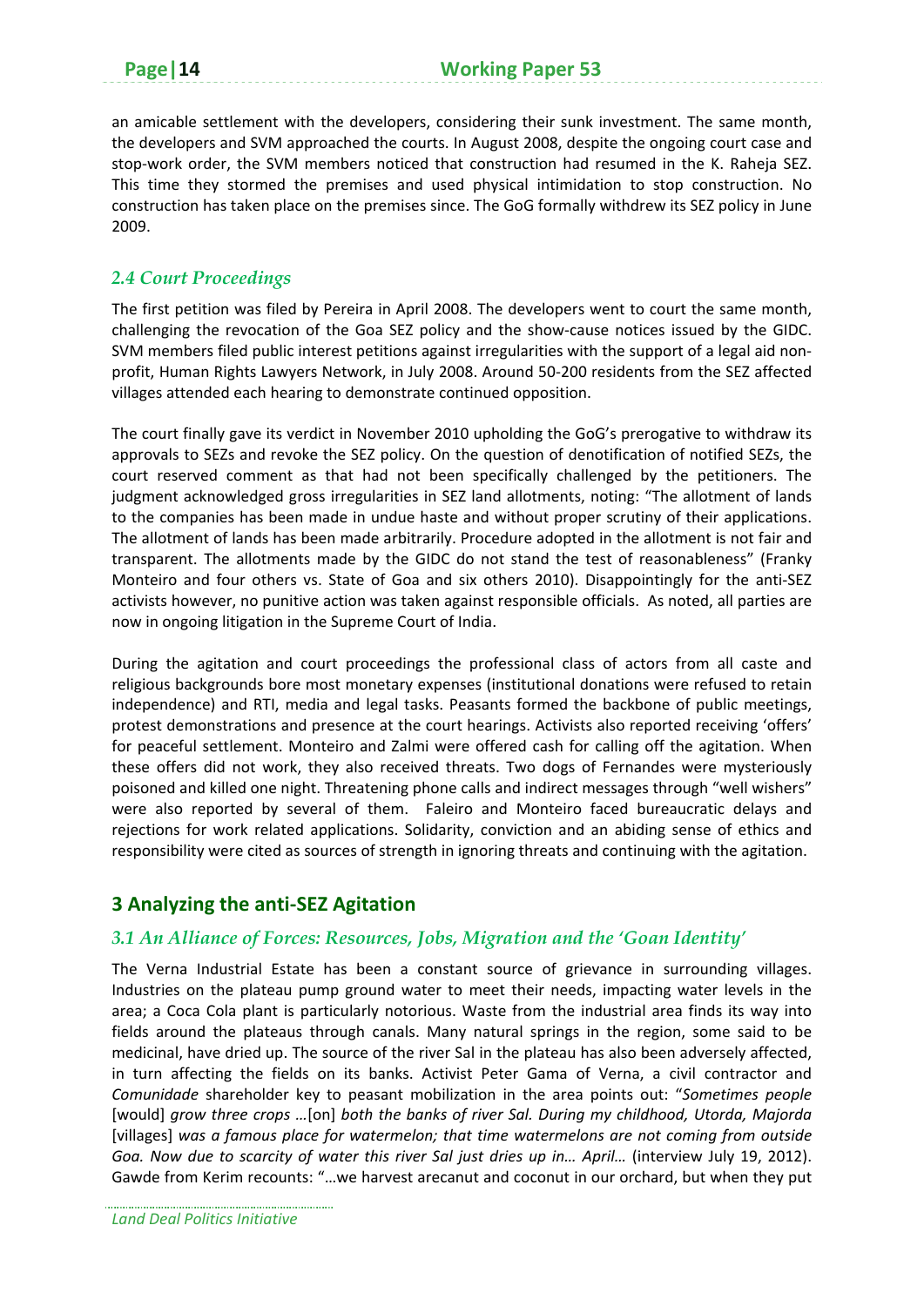an amicable settlement with the developers, considering their sunk investment. The same month, the developers and SVM approached the courts. In August 2008, despite the ongoing court case and stop-work order, the SVM members noticed that construction had resumed in the K. Raheja SEZ. This time they stormed the premises and used physical intimidation to stop construction. No construction has taken place on the premises since. The GoG formally withdrew its SEZ policy in June 2009.

### *2.4 Court Proceedings*

The first petition was filed by Pereira in April 2008. The developers went to court the same month, challenging the revocation of the Goa SEZ policy and the show-cause notices issued by the GIDC. SVM members filed public interest petitions against irregularities with the support of a legal aid non-profit, Human Rights Lawyers Network, in July 2008. Around 50-200 residents from the SEZ affected villages attended each hearing to demonstrate continued opposition.

The court finally gave its verdict in November 2010 upholding the GoG's prerogative to withdraw its approvals to SEZs and revoke the SEZ policy. On the question of denotification of notified SEZs, the court reserved comment as that had not been specifically challenged by the petitioners. The judgment acknowledged gross irregularities in SEZ land allotments, noting: "The allotment of lands to the companies has been made in undue haste and without proper scrutiny of their applications. The allotment of lands has been made arbitrarily. Procedure adopted in the allotment is not fair and transparent. The allotments made by the GIDC do not stand the test of reasonableness" (Franky Monteiro and four others vs. State of Goa and six others 2010). Disappointingly for the anti-SEZ activists however, no punitive action was taken against responsible officials. As noted, all parties are now in ongoing litigation in the Supreme Court of India.

During the agitation and court proceedings the professional class of actors from all caste and religious backgrounds bore most monetary expenses (institutional donations were refused to retain independence) and RTI, media and legal tasks. Peasants formed the backbone of public meetings, protest demonstrations and presence at the court hearings. Activists also reported receiving 'offers' for peaceful settlement. Monteiro and Zalmi were offered cash for calling off the agitation. When these offers did not work, they also received threats. Two dogs of Fernandes were mysteriously poisoned and killed one night. Threatening phone calls and indirect messages through "well wishers" were also reported by several of them. Faleiro and Monteiro faced bureaucratic delays and rejections for work related applications. Solidarity, conviction and an abiding sense of ethics and responsibility were cited as sources of strength in ignoring threats and continuing with the agitation.

## 3 Analyzing the anti-SEZ Agitation

### *3.1 An Alliance of Forces: Resources, Jobs, Migration and the 'Goan Identity'*

The Verna Industrial Estate has been a constant source of grievance in surrounding villages. Industries on the plateau pump ground water to meet their needs, impacting water levels in the area; a Coca Cola plant is particularly notorious. Waste from the industrial area finds its way into fields around the plateaus through canals. Many natural springs in the region, some said to be medicinal, have dried up. The source of the river Sal in the plateau has also been adversely affected, in turn affecting the fields on its banks. Activist Peter Gama of Verna, a civil contractor and *Comunidade* shareholder key to peasant mobilization in the area points out: "*Sometimes people* [would] *grow three crops …*[on] *both the banks of river Sal. During my childhood, Utorda, Majorda* [villages] *was a famous place for watermelon; that time watermelons are not coming from outside Goa. Now due to scarcity of water this river Sal just dries up in… April…* (interview July 19, 2012). Gawde from Kerim recounts: "…we harvest arecanut and coconut in our orchard, but when they put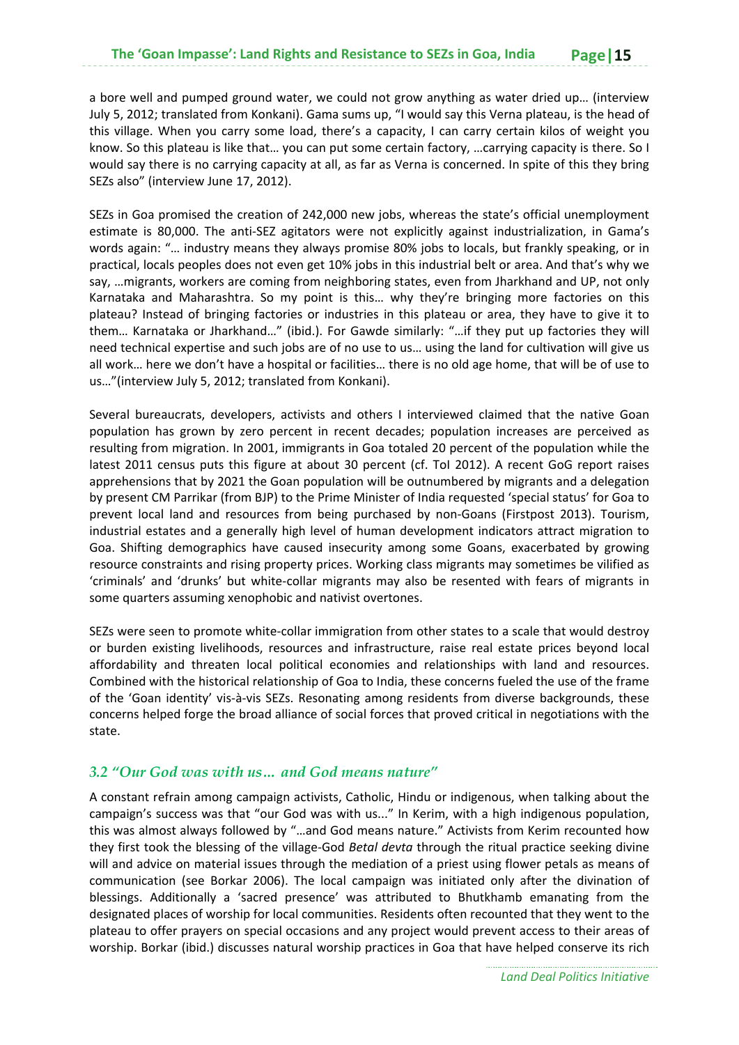a bore well and pumped ground water, we could not grow anything as water dried up… (interview July 5, 2012; translated from Konkani). Gama sums up, "I would say this Verna plateau, is the head of this village. When you carry some load, there's a capacity, I can carry certain kilos of weight you know. So this plateau is like that… you can put some certain factory, …carrying capacity is there. So I would say there is no carrying capacity at all, as far as Verna is concerned. In spite of this they bring SEZs also" (interview June 17, 2012).

SEZs in Goa promised the creation of 242,000 new jobs, whereas the state's official unemployment estimate is 80,000. The anti-SEZ agitators were not explicitly against industrialization, in Gama's words again: "… industry means they always promise 80% jobs to locals, but frankly speaking, or in practical, locals peoples does not even get 10% jobs in this industrial belt or area. And that's why we say, …migrants, workers are coming from neighboring states, even from Jharkhand and UP, not only Karnataka and Maharashtra. So my point is this… why they're bringing more factories on this plateau? Instead of bringing factories or industries in this plateau or area, they have to give it to them… Karnataka or Jharkhand…" (ibid.). For Gawde similarly: "…if they put up factories they will need technical expertise and such jobs are of no use to us… using the land for cultivation will give us all work… here we don't have a hospital or facilities… there is no old age home, that will be of use to us…"(interview July 5, 2012; translated from Konkani).

Several bureaucrats, developers, activists and others I interviewed claimed that the native Goan population has grown by zero percent in recent decades; population increases are perceived as resulting from migration. In 2001, immigrants in Goa totaled 20 percent of the population while the latest 2011 census puts this figure at about 30 percent (cf. ToI 2012). A recent GoG report raises apprehensions that by 2021 the Goan population will be outnumbered by migrants and a delegation by present CM Parrikar (from BJP) to the Prime Minister of India requested 'special status' for Goa to prevent local land and resources from being purchased by non-Goans (Firstpost 2013). Tourism, industrial estates and a generally high level of human development indicators attract migration to Goa. Shifting demographics have caused insecurity among some Goans, exacerbated by growing resource constraints and rising property prices. Working class migrants may sometimes be vilified as 'criminals' and 'drunks' but white-collar migrants may also be resented with fears of migrants in some quarters assuming xenophobic and nativist overtones.

SEZs were seen to promote white-collar immigration from other states to a scale that would destroy or burden existing livelihoods, resources and infrastructure, raise real estate prices beyond local affordability and threaten local political economies and relationships with land and resources. Combined with the historical relationship of Goa to India, these concerns fueled the use of the frame of the 'Goan identity' vis-à-vis SEZs. Resonating among residents from diverse backgrounds, these concerns helped forge the broad alliance of social forces that proved critical in negotiations with the state.

### *3.2 "Our God was with us… and God means nature"*

A constant refrain among campaign activists, Catholic, Hindu or indigenous, when talking about the campaign's success was that "our God was with us..." In Kerim, with a high indigenous population, this was almost always followed by "…and God means nature." Activists from Kerim recounted how they first took the blessing of the village-God *Betal devta* through the ritual practice seeking divine will and advice on material issues through the mediation of a priest using flower petals as means of communication (see Borkar 2006). The local campaign was initiated only after the divination of blessings. Additionally a 'sacred presence' was attributed to Bhutkhamb emanating from the designated places of worship for local communities. Residents often recounted that they went to the plateau to offer prayers on special occasions and any project would prevent access to their areas of worship. Borkar (ibid.) discusses natural worship practices in Goa that have helped conserve its rich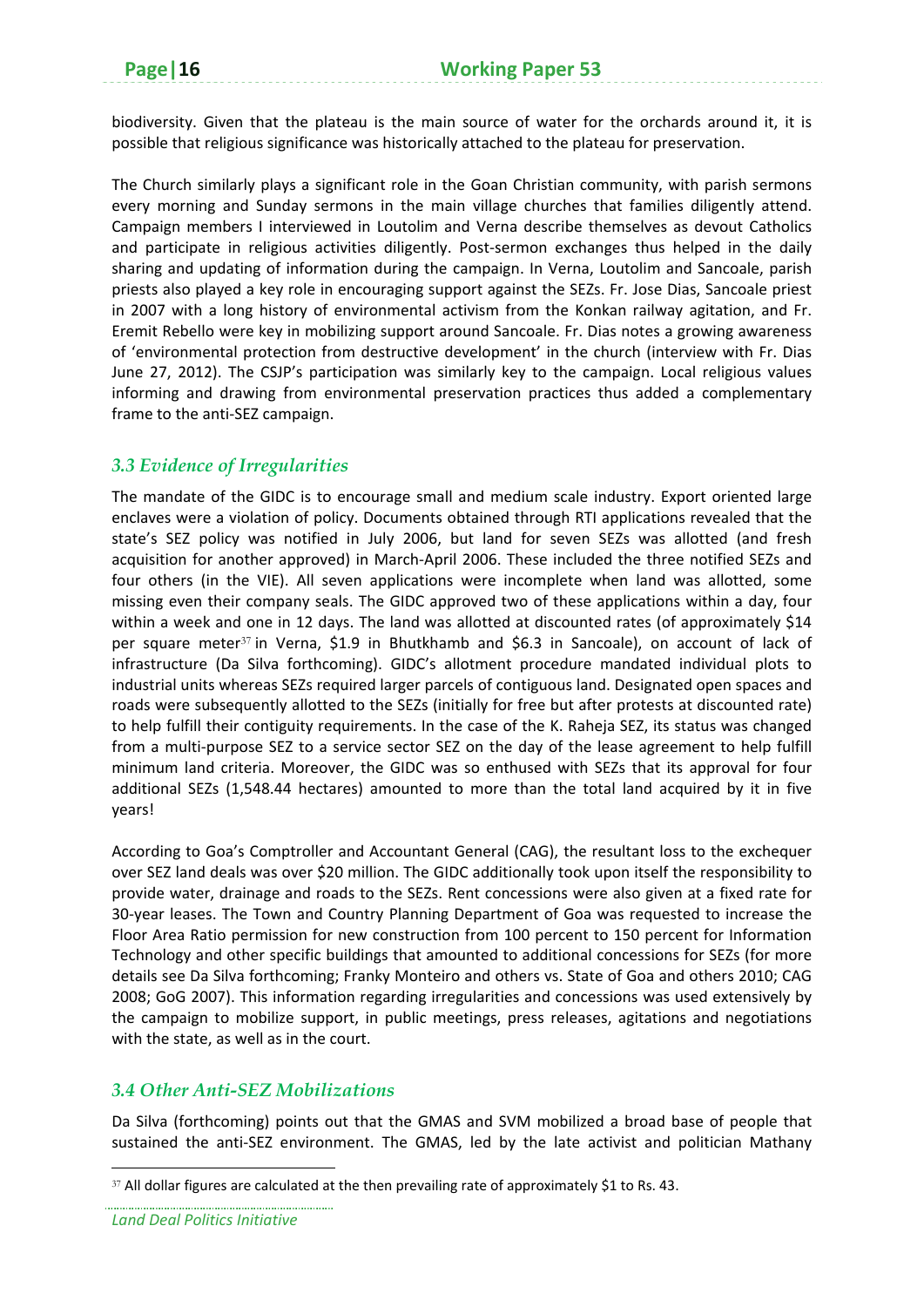biodiversity. Given that the plateau is the main source of water for the orchards around it, it is possible that religious significance was historically attached to the plateau for preservation.

The Church similarly plays a significant role in the Goan Christian community, with parish sermons every morning and Sunday sermons in the main village churches that families diligently attend. Campaign members I interviewed in Loutolim and Verna describe themselves as devout Catholics and participate in religious activities diligently. Post-sermon exchanges thus helped in the daily sharing and updating of information during the campaign. In Verna, Loutolim and Sancoale, parish priests also played a key role in encouraging support against the SEZs. Fr. Jose Dias, Sancoale priest in 2007 with a long history of environmental activism from the Konkan railway agitation, and Fr. Eremit Rebello were key in mobilizing support around Sancoale. Fr. Dias notes a growing awareness of 'environmental protection from destructive development' in the church (interview with Fr. Dias June 27, 2012). The CSJP's participation was similarly key to the campaign. Local religious values informing and drawing from environmental preservation practices thus added a complementary frame to the anti-SEZ campaign.

### *3.3 Evidence of Irregularities*

The mandate of the GIDC is to encourage small and medium scale industry. Export oriented large enclaves were a violation of policy. Documents obtained through RTI applications revealed that the state's SEZ policy was notified in July 2006, but land for seven SEZs was allotted (and fresh acquisition for another approved) in March-April 2006. These included the three notified SEZs and four others (in the VIE). All seven applications were incomplete when land was allotted, some missing even their company seals. The GIDC approved two of these applications within a day, four within a week and one in 12 days. The land was allotted at discounted rates (of approximately $14 per square meter[37] in Verna, $1.9 in Bhutkhamb and $6.3 in Sancoale), on account of lack of infrastructure (Da Silva forthcoming). GIDC's allotment procedure mandated individual plots to industrial units whereas SEZs required larger parcels of contiguous land. Designated open spaces and roads were subsequently allotted to the SEZs (initially for free but after protests at discounted rate) to help fulfill their contiguity requirements. In the case of the K. Raheja SEZ, its status was changed from a multi-purpose SEZ to a service sector SEZ on the day of the lease agreement to help fulfill minimum land criteria. Moreover, the GIDC was so enthused with SEZs that its approval for four additional SEZs (1,548.44 hectares) amounted to more than the total land acquired by it in five years!

According to Goa's Comptroller and Accountant General (CAG), the resultant loss to the exchequer over SEZ land deals was over $20 million. The GIDC additionally took upon itself the responsibility to provide water, drainage and roads to the SEZs. Rent concessions were also given at a fixed rate for 30-year leases. The Town and Country Planning Department of Goa was requested to increase the Floor Area Ratio permission for new construction from 100 percent to 150 percent for Information Technology and other specific buildings that amounted to additional concessions for SEZs (for more details see Da Silva forthcoming; Franky Monteiro and others vs. State of Goa and others 2010; CAG 2008; GoG 2007). This information regarding irregularities and concessions was used extensively by the campaign to mobilize support, in public meetings, press releases, agitations and negotiations with the state, as well as in the court.

### *3.4 Other Anti-SEZ Mobilizations*

Da Silva (forthcoming) points out that the GMAS and SVM mobilized a broad base of people that sustained the anti-SEZ environment. The GMAS, led by the late activist and politician Mathany

[37] All dollar figures are calculated at the then prevailing rate of approximately $1 to Rs. 43.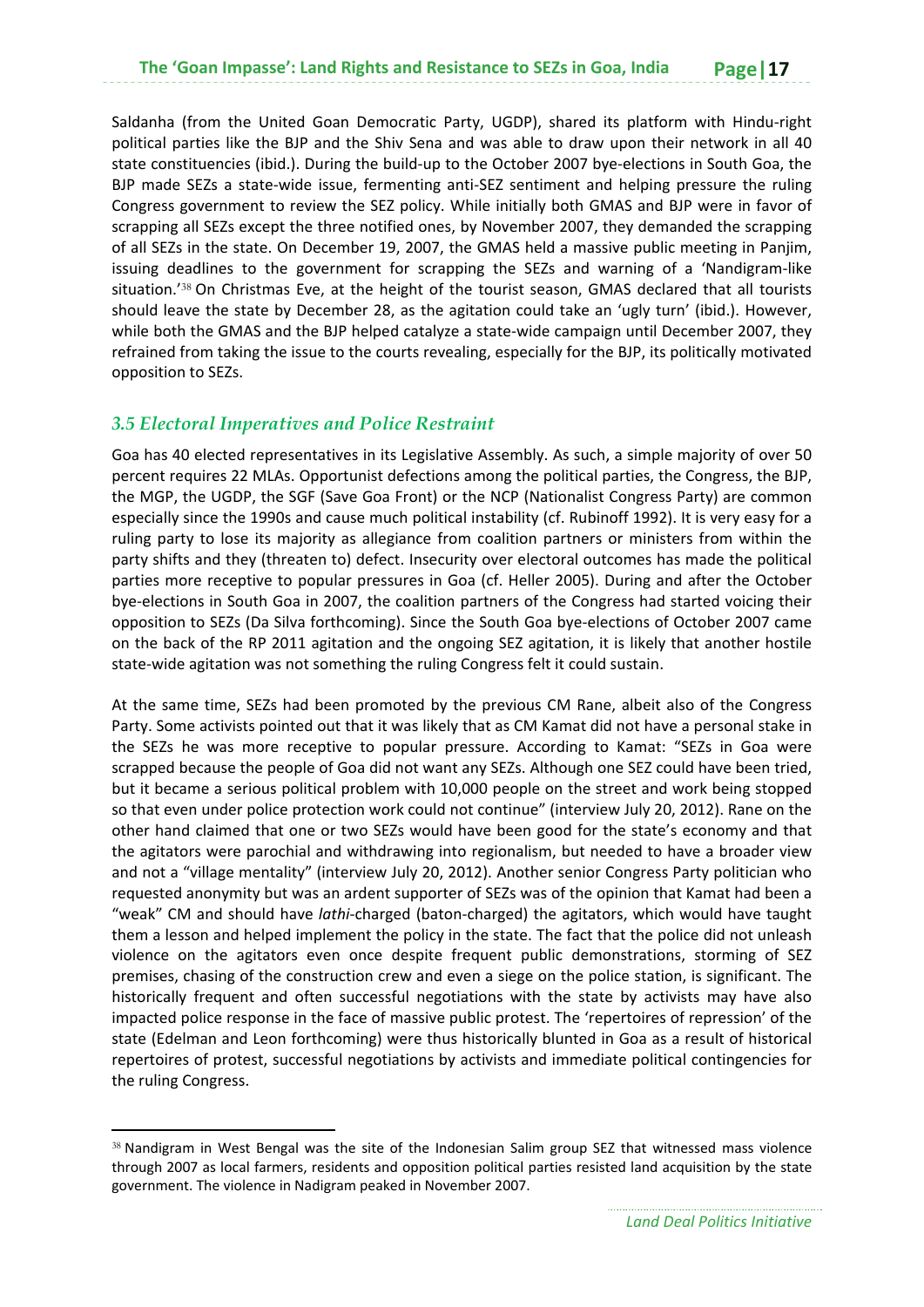Saldanha (from the United Goan Democratic Party, UGDP), shared its platform with Hindu-right political parties like the BJP and the Shiv Sena and was able to draw upon their network in all 40 state constituencies (ibid.). During the build-up to the October 2007 bye-elections in South Goa, the BJP made SEZs a state-wide issue, fermenting anti-SEZ sentiment and helping pressure the ruling Congress government to review the SEZ policy. While initially both GMAS and BJP were in favor of scrapping all SEZs except the three notified ones, by November 2007, they demanded the scrapping of all SEZs in the state. On December 19, 2007, the GMAS held a massive public meeting in Panjim, issuing deadlines to the government for scrapping the SEZs and warning of a 'Nandigram-like situation.'[38] On Christmas Eve, at the height of the tourist season, GMAS declared that all tourists should leave the state by December 28, as the agitation could take an 'ugly turn' (ibid.). However, while both the GMAS and the BJP helped catalyze a state-wide campaign until December 2007, they refrained from taking the issue to the courts revealing, especially for the BJP, its politically motivated opposition to SEZs.

## *3.5 Electoral Imperatives and Police Restraint*

Goa has 40 elected representatives in its Legislative Assembly. As such, a simple majority of over 50 percent requires 22 MLAs. Opportunist defections among the political parties, the Congress, the BJP, the MGP, the UGDP, the SGF (Save Goa Front) or the NCP (Nationalist Congress Party) are common especially since the 1990s and cause much political instability (cf. Rubinoff 1992). It is very easy for a ruling party to lose its majority as allegiance from coalition partners or ministers from within the party shifts and they (threaten to) defect. Insecurity over electoral outcomes has made the political parties more receptive to popular pressures in Goa (cf. Heller 2005). During and after the October bye-elections in South Goa in 2007, the coalition partners of the Congress had started voicing their opposition to SEZs (Da Silva forthcoming). Since the South Goa bye-elections of October 2007 came on the back of the RP 2011 agitation and the ongoing SEZ agitation, it is likely that another hostile state-wide agitation was not something the ruling Congress felt it could sustain.

At the same time, SEZs had been promoted by the previous CM Rane, albeit also of the Congress Party. Some activists pointed out that it was likely that as CM Kamat did not have a personal stake in the SEZs he was more receptive to popular pressure. According to Kamat: "SEZs in Goa were scrapped because the people of Goa did not want any SEZs. Although one SEZ could have been tried, but it became a serious political problem with 10,000 people on the street and work being stopped so that even under police protection work could not continue" (interview July 20, 2012). Rane on the other hand claimed that one or two SEZs would have been good for the state's economy and that the agitators were parochial and withdrawing into regionalism, but needed to have a broader view and not a "village mentality" (interview July 20, 2012). Another senior Congress Party politician who requested anonymity but was an ardent supporter of SEZs was of the opinion that Kamat had been a "weak" CM and should have *lathi*-charged (baton-charged) the agitators, which would have taught them a lesson and helped implement the policy in the state. The fact that the police did not unleash violence on the agitators even once despite frequent public demonstrations, storming of SEZ premises, chasing of the construction crew and even a siege on the police station, is significant. The historically frequent and often successful negotiations with the state by activists may have also impacted police response in the face of massive public protest. The 'repertoires of repression' of the state (Edelman and Leon forthcoming) were thus historically blunted in Goa as a result of historical repertoires of protest, successful negotiations by activists and immediate political contingencies for the ruling Congress.

[38] Nandigram in West Bengal was the site of the Indonesian Salim group SEZ that witnessed mass violence through 2007 as local farmers, residents and opposition political parties resisted land acquisition by the state government. The violence in Nadigram peaked in November 2007.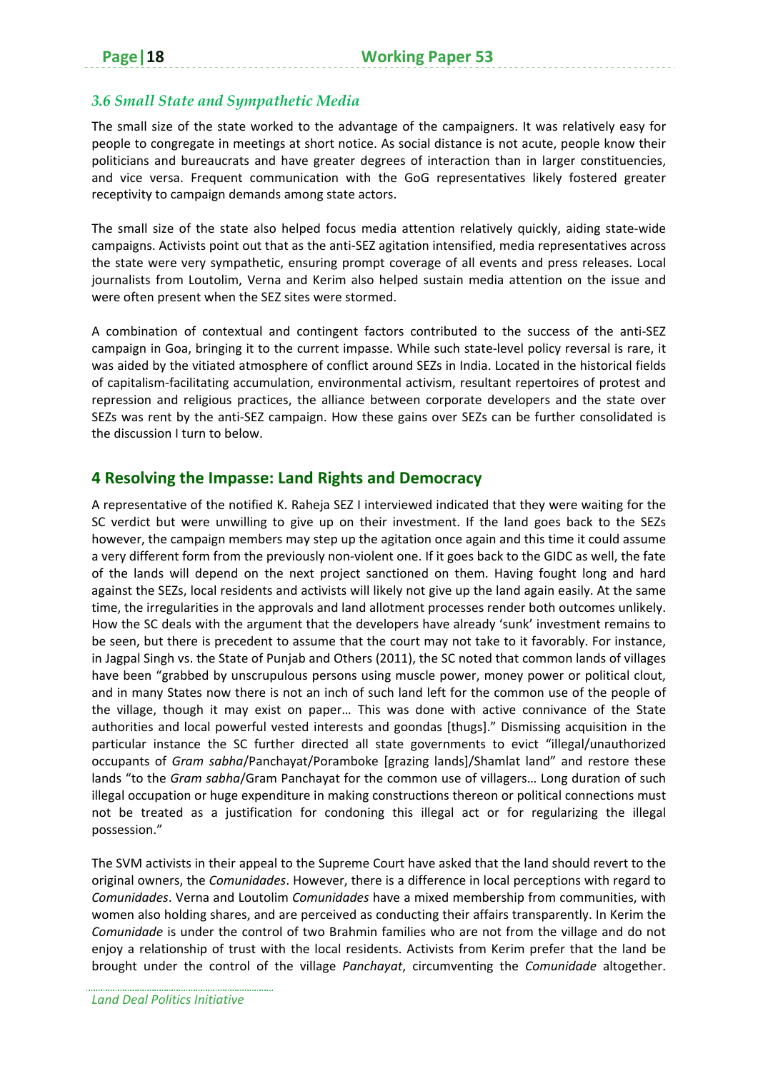### *3.6 Small State and Sympathetic Media*

The small size of the state worked to the advantage of the campaigners. It was relatively easy for people to congregate in meetings at short notice. As social distance is not acute, people know their politicians and bureaucrats and have greater degrees of interaction than in larger constituencies, and vice versa. Frequent communication with the GoG representatives likely fostered greater receptivity to campaign demands among state actors.

The small size of the state also helped focus media attention relatively quickly, aiding state-wide campaigns. Activists point out that as the anti-SEZ agitation intensified, media representatives across the state were very sympathetic, ensuring prompt coverage of all events and press releases. Local journalists from Loutolim, Verna and Kerim also helped sustain media attention on the issue and were often present when the SEZ sites were stormed.

A combination of contextual and contingent factors contributed to the success of the anti-SEZ campaign in Goa, bringing it to the current impasse. While such state-level policy reversal is rare, it was aided by the vitiated atmosphere of conflict around SEZs in India. Located in the historical fields of capitalism-facilitating accumulation, environmental activism, resultant repertoires of protest and repression and religious practices, the alliance between corporate developers and the state over SEZs was rent by the anti-SEZ campaign. How these gains over SEZs can be further consolidated is the discussion I turn to below.

## 4 Resolving the Impasse: Land Rights and Democracy

A representative of the notified K. Raheja SEZ I interviewed indicated that they were waiting for the SC verdict but were unwilling to give up on their investment. If the land goes back to the SEZs however, the campaign members may step up the agitation once again and this time it could assume a very different form from the previously non-violent one. If it goes back to the GIDC as well, the fate of the lands will depend on the next project sanctioned on them. Having fought long and hard against the SEZs, local residents and activists will likely not give up the land again easily. At the same time, the irregularities in the approvals and land allotment processes render both outcomes unlikely. How the SC deals with the argument that the developers have already 'sunk' investment remains to be seen, but there is precedent to assume that the court may not take to it favorably. For instance, in Jagpal Singh vs. the State of Punjab and Others (2011), the SC noted that common lands of villages have been "grabbed by unscrupulous persons using muscle power, money power or political clout, and in many States now there is not an inch of such land left for the common use of the people of the village, though it may exist on paper… This was done with active connivance of the State authorities and local powerful vested interests and goondas [thugs]." Dismissing acquisition in the particular instance the SC further directed all state governments to evict "illegal/unauthorized occupants of *Gram sabha*/Panchayat/Poramboke [grazing lands]/Shamlat land" and restore these lands "to the *Gram sabha*/Gram Panchayat for the common use of villagers… Long duration of such illegal occupation or huge expenditure in making constructions thereon or political connections must not be treated as a justification for condoning this illegal act or for regularizing the illegal possession."

The SVM activists in their appeal to the Supreme Court have asked that the land should revert to the original owners, the *Comunidades*. However, there is a difference in local perceptions with regard to *Comunidades*. Verna and Loutolim *Comunidades* have a mixed membership from communities, with women also holding shares, and are perceived as conducting their affairs transparently. In Kerim the *Comunidade* is under the control of two Brahmin families who are not from the village and do not enjoy a relationship of trust with the local residents. Activists from Kerim prefer that the land be brought under the control of the village *Panchayat*, circumventing the *Comunidade* altogether.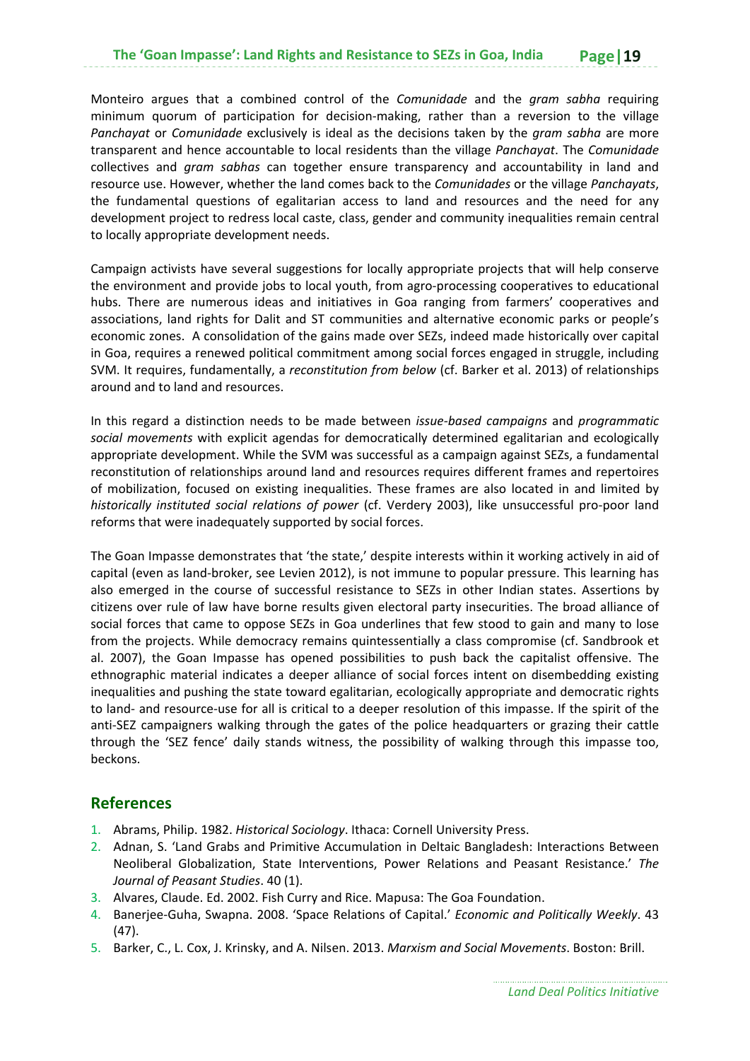Monteiro argues that a combined control of the *Comunidade* and the *gram sabha* requiring minimum quorum of participation for decision-making, rather than a reversion to the village *Panchayat* or *Comunidade* exclusively is ideal as the decisions taken by the *gram sabha* are more transparent and hence accountable to local residents than the village *Panchayat*. The *Comunidade* collectives and *gram sabhas* can together ensure transparency and accountability in land and resource use. However, whether the land comes back to the *Comunidades* or the village *Panchayats*, the fundamental questions of egalitarian access to land and resources and the need for any development project to redress local caste, class, gender and community inequalities remain central to locally appropriate development needs.

Campaign activists have several suggestions for locally appropriate projects that will help conserve the environment and provide jobs to local youth, from agro-processing cooperatives to educational hubs. There are numerous ideas and initiatives in Goa ranging from farmers' cooperatives and associations, land rights for Dalit and ST communities and alternative economic parks or people's economic zones. A consolidation of the gains made over SEZs, indeed made historically over capital in Goa, requires a renewed political commitment among social forces engaged in struggle, including SVM. It requires, fundamentally, a *reconstitution from below* (cf. Barker et al. 2013) of relationships around and to land and resources.

In this regard a distinction needs to be made between *issue-based campaigns* and *programmatic social movements* with explicit agendas for democratically determined egalitarian and ecologically appropriate development. While the SVM was successful as a campaign against SEZs, a fundamental reconstitution of relationships around land and resources requires different frames and repertoires of mobilization, focused on existing inequalities. These frames are also located in and limited by *historically instituted social relations of power* (cf. Verdery 2003), like unsuccessful pro-poor land reforms that were inadequately supported by social forces.

The Goan Impasse demonstrates that 'the state,' despite interests within it working actively in aid of capital (even as land-broker, see Levien 2012), is not immune to popular pressure. This learning has also emerged in the course of successful resistance to SEZs in other Indian states. Assertions by citizens over rule of law have borne results given electoral party insecurities. The broad alliance of social forces that came to oppose SEZs in Goa underlines that few stood to gain and many to lose from the projects. While democracy remains quintessentially a class compromise (cf. Sandbrook et al. 2007), the Goan Impasse has opened possibilities to push back the capitalist offensive. The ethnographic material indicates a deeper alliance of social forces intent on disembedding existing inequalities and pushing the state toward egalitarian, ecologically appropriate and democratic rights to land- and resource-use for all is critical to a deeper resolution of this impasse. If the spirit of the anti-SEZ campaigners walking through the gates of the police headquarters or grazing their cattle through the 'SEZ fence' daily stands witness, the possibility of walking through this impasse too, beckons.

## References

1. Abrams, Philip. 1982. *Historical Sociology*. Ithaca: Cornell University Press.
2. Adnan, S. 'Land Grabs and Primitive Accumulation in Deltaic Bangladesh: Interactions Between Neoliberal Globalization, State Interventions, Power Relations and Peasant Resistance.' *The Journal of Peasant Studies*. 40 (1).
3. Alvares, Claude. Ed. 2002. Fish Curry and Rice. Mapusa: The Goa Foundation.
4. Banerjee-Guha, Swapna. 2008. 'Space Relations of Capital.' *Economic and Politically Weekly*. 43 (47).
5. Barker, C., L. Cox, J. Krinsky, and A. Nilsen. 2013. *Marxism and Social Movements*. Boston: Brill.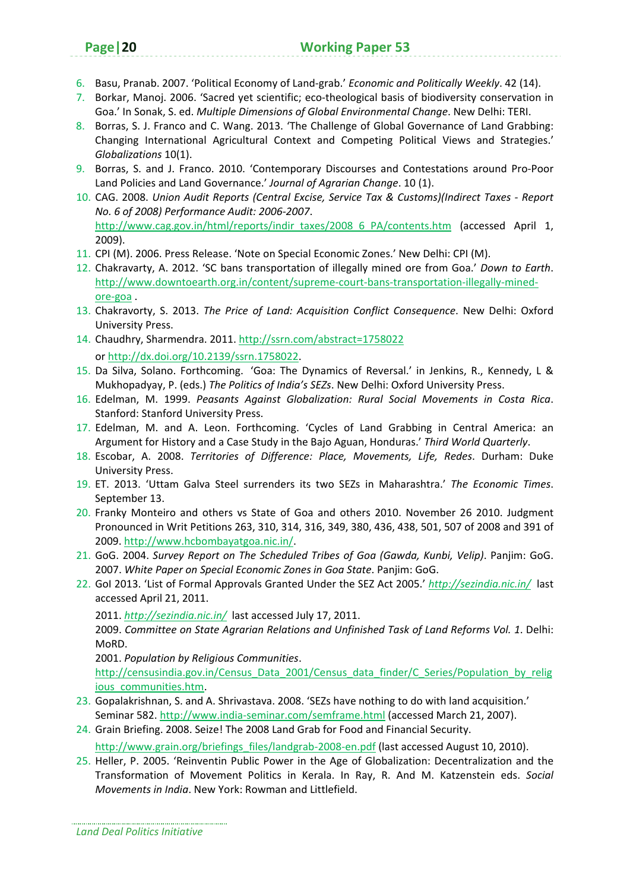6. Basu, Pranab. 2007. 'Political Economy of Land-grab.' *Economic and Politically Weekly*. 42 (14).
7. Borkar, Manoj. 2006. 'Sacred yet scientific; eco-theological basis of biodiversity conservation in Goa.' In Sonak, S. ed. *Multiple Dimensions of Global Environmental Change*. New Delhi: TERI.
8. Borras, S. J. Franco and C. Wang. 2013. 'The Challenge of Global Governance of Land Grabbing: Changing International Agricultural Context and Competing Political Views and Strategies.' *Globalizations* 10(1).
9. Borras, S. and J. Franco. 2010. 'Contemporary Discourses and Contestations around Pro-Poor Land Policies and Land Governance.' *Journal of Agrarian Change*. 10 (1).
10. CAG. 2008. *Union Audit Reports (Central Excise, Service Tax & Customs)(Indirect Taxes - Report No. 6 of 2008) Performance Audit: 2006-2007*. http://www.cag.gov.in/html/reports/indir_taxes/2008_6_PA/contents.htm (accessed April 1, 2009).
11. CPI (M). 2006. Press Release. 'Note on Special Economic Zones.' New Delhi: CPI (M).
12. Chakravarty, A. 2012. 'SC bans transportation of illegally mined ore from Goa.' *Down to Earth*. http://www.downtoearth.org.in/content/supreme-court-bans-transportation-illegally-mined-ore-goa .
13. Chakravorty, S. 2013. *The Price of Land: Acquisition Conflict Consequence*. New Delhi: Oxford University Press.
14. Chaudhry, Sharmendra. 2011. http://ssrn.com/abstract=1758022

    or http://dx.doi.org/10.2139/ssrn.1758022.
15. Da Silva, Solano. Forthcoming. 'Goa: The Dynamics of Reversal.' in Jenkins, R., Kennedy, L & Mukhopadyay, P. (eds.) *The Politics of India's SEZs*. New Delhi: Oxford University Press.
16. Edelman, M. 1999. *Peasants Against Globalization: Rural Social Movements in Costa Rica*. Stanford: Stanford University Press.
17. Edelman, M. and A. Leon. Forthcoming. 'Cycles of Land Grabbing in Central America: an Argument for History and a Case Study in the Bajo Aguan, Honduras.' *Third World Quarterly*.
18. Escobar, A. 2008. *Territories of Difference: Place, Movements, Life, Redes*. Durham: Duke University Press.
19. ET. 2013. 'Uttam Galva Steel surrenders its two SEZs in Maharashtra.' *The Economic Times*. September 13.
20. Franky Monteiro and others vs State of Goa and others 2010. November 26 2010. Judgment Pronounced in Writ Petitions 263, 310, 314, 316, 349, 380, 436, 438, 501, 507 of 2008 and 391 of 2009. http://www.hcbombayatgoa.nic.in/.
21. GoG. 2004. *Survey Report on The Scheduled Tribes of Goa (Gawda, Kunbi, Velip)*. Panjim: GoG. 2007. *White Paper on Special Economic Zones in Goa State*. Panjim: GoG.
22. GoI 2013. 'List of Formal Approvals Granted Under the SEZ Act 2005.' *http://sezindia.nic.in/* last accessed April 21, 2011.

    2011. *http://sezindia.nic.in/* last accessed July 17, 2011.

    2009. *Committee on State Agrarian Relations and Unfinished Task of Land Reforms Vol. 1*. Delhi: MoRD.

    2001. *Population by Religious Communities*. http://censusindia.gov.in/Census_Data_2001/Census_data_finder/C_Series/Population_by_religious_communities.htm.
23. Gopalakrishnan, S. and A. Shrivastava. 2008. 'SEZs have nothing to do with land acquisition.' Seminar 582. http://www.india-seminar.com/semframe.html (accessed March 21, 2007).
24. Grain Briefing. 2008. Seize! The 2008 Land Grab for Food and Financial Security.

    http://www.grain.org/briefings_files/landgrab-2008-en.pdf (last accessed August 10, 2010).
25. Heller, P. 2005. 'Reinventin Public Power in the Age of Globalization: Decentralization and the Transformation of Movement Politics in Kerala. In Ray, R. And M. Katzenstein eds. *Social Movements in India*. New York: Rowman and Littlefield.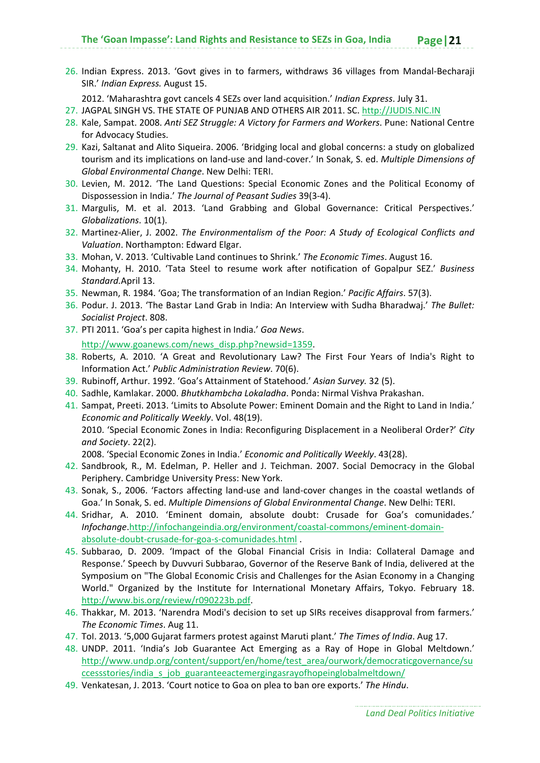26. Indian Express. 2013. 'Govt gives in to farmers, withdraws 36 villages from Mandal-Becharaji SIR.' *Indian Express.* August 15.

    2012. 'Maharashtra govt cancels 4 SEZs over land acquisition.' *Indian Express*. July 31.
27. JAGPAL SINGH VS. THE STATE OF PUNJAB AND OTHERS AIR 2011. SC. http://JUDIS.NIC.IN
28. Kale, Sampat. 2008. *Anti SEZ Struggle: A Victory for Farmers and Workers*. Pune: National Centre for Advocacy Studies.
29. Kazi, Saltanat and Alito Siqueira. 2006. 'Bridging local and global concerns: a study on globalized tourism and its implications on land-use and land-cover.' In Sonak, S. ed. *Multiple Dimensions of Global Environmental Change*. New Delhi: TERI.
30. Levien, M. 2012. 'The Land Questions: Special Economic Zones and the Political Economy of Dispossession in India.' *The Journal of Peasant Sudies* 39(3-4).
31. Margulis, M. et al. 2013. 'Land Grabbing and Global Governance: Critical Perspectives.' *Globalizations*. 10(1).
32. Martinez-Alier, J. 2002. *The Environmentalism of the Poor: A Study of Ecological Conflicts and Valuation*. Northampton: Edward Elgar.
33. Mohan, V. 2013. 'Cultivable Land continues to Shrink.' *The Economic Times*. August 16.
34. Mohanty, H. 2010. 'Tata Steel to resume work after notification of Gopalpur SEZ.' *Business Standard*.April 13.
35. Newman, R. 1984. 'Goa; The transformation of an Indian Region.' *Pacific Affairs*. 57(3).
36. Podur. J. 2013. 'The Bastar Land Grab in India: An Interview with Sudha Bharadwaj.' *The Bullet: Socialist Project*. 808.
37. PTI 2011. 'Goa's per capita highest in India.' *Goa News*.
    http://www.goanews.com/news_disp.php?newsid=1359.
38. Roberts, A. 2010. 'A Great and Revolutionary Law? The First Four Years of India's Right to Information Act.' *Public Administration Review*. 70(6).
39. Rubinoff, Arthur. 1992. 'Goa's Attainment of Statehood.' *Asian Survey.* 32 (5).
40. Sadhle, Kamlakar. 2000. *Bhutkhambcha Lokaladha*. Ponda: Nirmal Vishva Prakashan.
41. Sampat, Preeti. 2013. 'Limits to Absolute Power: Eminent Domain and the Right to Land in India.' *Economic and Politically Weekly*. Vol. 48(19).

    2010. 'Special Economic Zones in India: Reconfiguring Displacement in a Neoliberal Order?' *City and Society*. 22(2).

    2008. 'Special Economic Zones in India.' *Economic and Politically Weekly*. 43(28).
42. Sandbrook, R., M. Edelman, P. Heller and J. Teichman. 2007. Social Democracy in the Global Periphery. Cambridge University Press: New York.
43. Sonak, S., 2006. 'Factors affecting land-use and land-cover changes in the coastal wetlands of Goa.' In Sonak, S. ed. *Multiple Dimensions of Global Environmental Change*. New Delhi: TERI.
44. Sridhar, A. 2010. 'Eminent domain, absolute doubt: Crusade for Goa's comunidades.' *Infochange*.http://infochangeindia.org/environment/coastal-commons/eminent-domain-absolute-doubt-crusade-for-goa-s-comunidades.html .
45. Subbarao, D. 2009. 'Impact of the Global Financial Crisis in India: Collateral Damage and Response.' Speech by Duvvuri Subbarao, Governor of the Reserve Bank of India, delivered at the Symposium on "The Global Economic Crisis and Challenges for the Asian Economy in a Changing World." Organized by the Institute for International Monetary Affairs, Tokyo. February 18. http://www.bis.org/review/r090223b.pdf.
46. Thakkar, M. 2013. 'Narendra Modi's decision to set up SIRs receives disapproval from farmers.' *The Economic Times*. Aug 11.
47. ToI. 2013. '5,000 Gujarat farmers protest against Maruti plant.' *The Times of India*. Aug 17.
48. UNDP. 2011. 'India's Job Guarantee Act Emerging as a Ray of Hope in Global Meltdown.' http://www.undp.org/content/support/en/home/test_area/ourwork/democraticgovernance/successstories/india_s_job_guaranteeactemergingasrayofhopeinglobalmeltdown/
49. Venkatesan, J. 2013. 'Court notice to Goa on plea to ban ore exports.' *The Hindu*.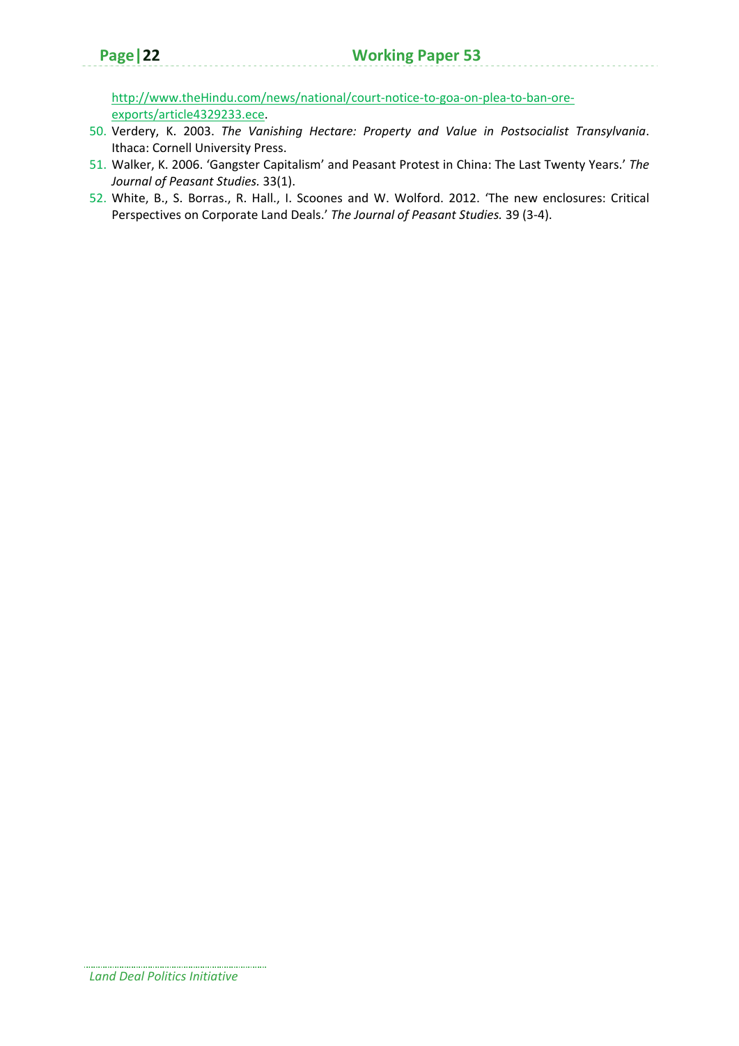http://www.theHindu.com/news/national/court-notice-to-goa-on-plea-to-ban-ore-exports/article4329233.ece.

50. Verdery, K. 2003. *The Vanishing Hectare: Property and Value in Postsocialist Transylvania*. Ithaca: Cornell University Press.
51. Walker, K. 2006. 'Gangster Capitalism' and Peasant Protest in China: The Last Twenty Years.' *The Journal of Peasant Studies.* 33(1).
52. White, B., S. Borras., R. Hall., I. Scoones and W. Wolford. 2012. 'The new enclosures: Critical Perspectives on Corporate Land Deals.' *The Journal of Peasant Studies.* 39 (3-4).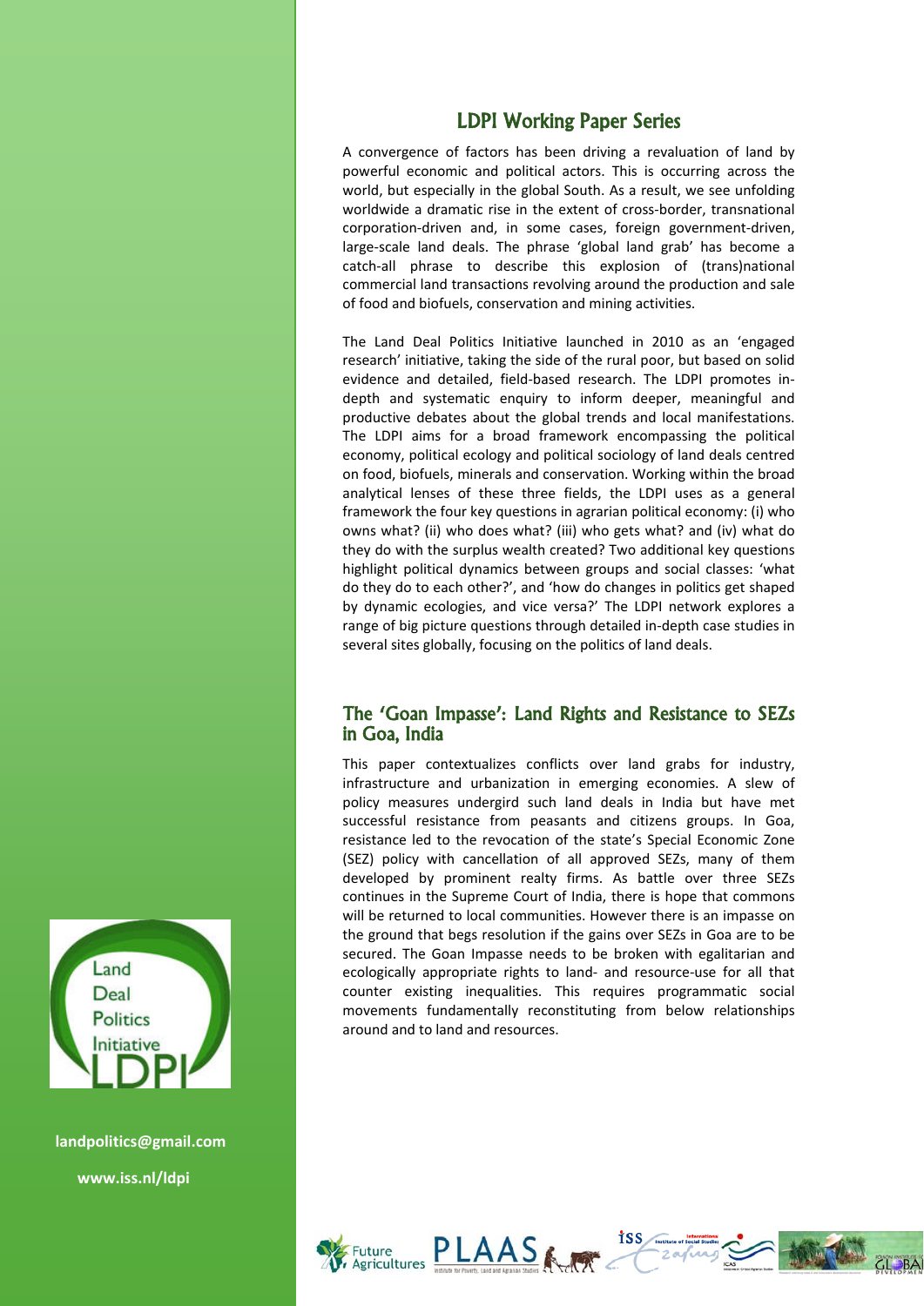## LDPI Working Paper Series

A convergence of factors has been driving a revaluation of land by powerful economic and political actors. This is occurring across the world, but especially in the global South. As a result, we see unfolding worldwide a dramatic rise in the extent of cross-border, transnational corporation-driven and, in some cases, foreign government-driven, large-scale land deals. The phrase 'global land grab' has become a catch-all phrase to describe this explosion of (trans)national commercial land transactions revolving around the production and sale of food and biofuels, conservation and mining activities.

The Land Deal Politics Initiative launched in 2010 as an 'engaged research' initiative, taking the side of the rural poor, but based on solid evidence and detailed, field-based research. The LDPI promotes in-depth and systematic enquiry to inform deeper, meaningful and productive debates about the global trends and local manifestations. The LDPI aims for a broad framework encompassing the political economy, political ecology and political sociology of land deals centred on food, biofuels, minerals and conservation. Working within the broad analytical lenses of these three fields, the LDPI uses as a general framework the four key questions in agrarian political economy: (i) who owns what? (ii) who does what? (iii) who gets what? and (iv) what do they do with the surplus wealth created? Two additional key questions highlight political dynamics between groups and social classes: 'what do they do to each other?', and 'how do changes in politics get shaped by dynamic ecologies, and vice versa?' The LDPI network explores a range of big picture questions through detailed in-depth case studies in several sites globally, focusing on the politics of land deals.

## The 'Goan Impasse': Land Rights and Resistance to SEZs in Goa, India

This paper contextualizes conflicts over land grabs for industry, infrastructure and urbanization in emerging economies. A slew of policy measures undergird such land deals in India but have met successful resistance from peasants and citizens groups. In Goa, resistance led to the revocation of the state's Special Economic Zone (SEZ) policy with cancellation of all approved SEZs, many of them developed by prominent realty firms. As battle over three SEZs continues in the Supreme Court of India, there is hope that commons will be returned to local communities. However there is an impasse on the ground that begs resolution if the gains over SEZs in Goa are to be secured. The Goan Impasse needs to be broken with egalitarian and ecologically appropriate rights to land- and resource-use for all that counter existing inequalities. This requires programmatic social movements fundamentally reconstituting from below relationships around and to land and resources.

Land Deal Politics Initiative LDPI

**landpolitics@gmail.com**

**www.iss.nl/ldpi**